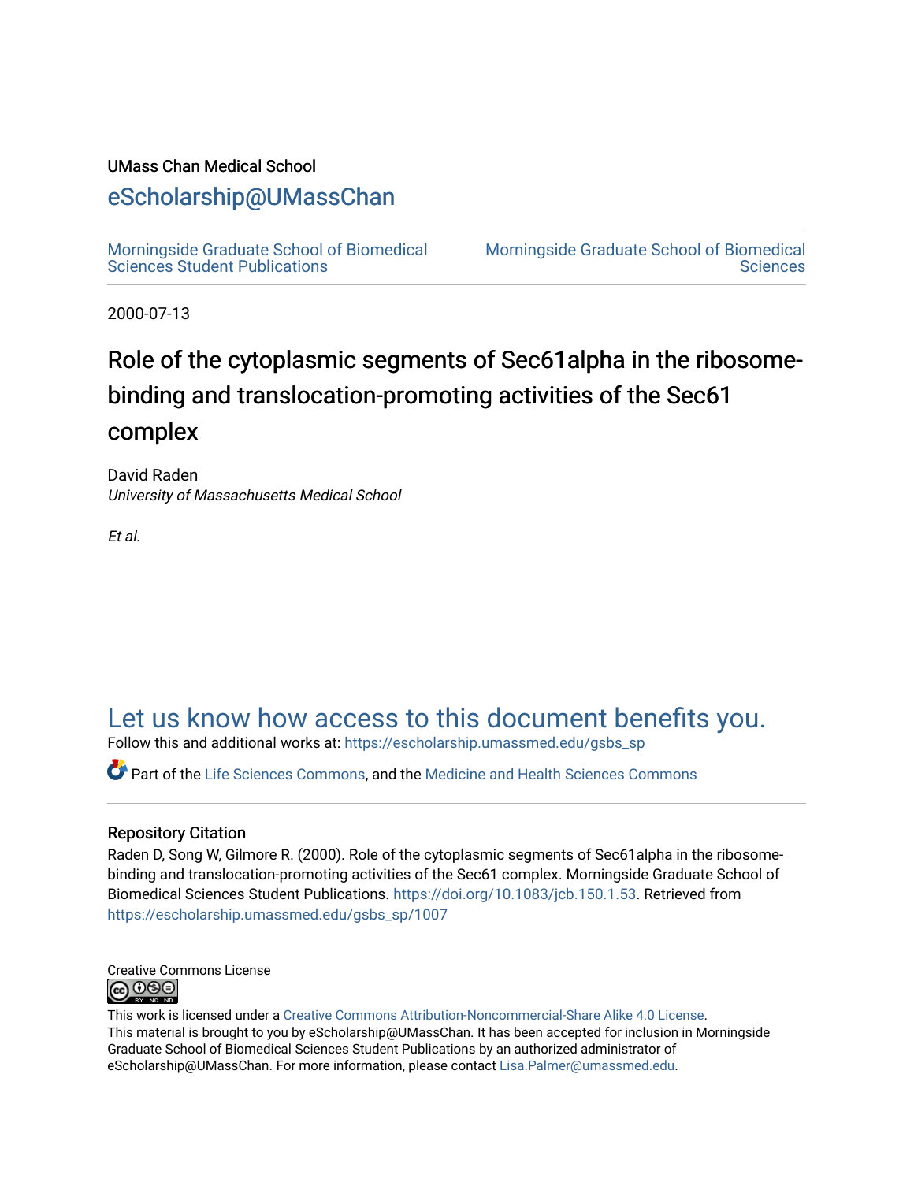UMass Chan Medical School

# eScholarship@UMassChan

Morningside Graduate School of Biomedical Sciences Student Publications | Morningside Graduate School of Biomedical Sciences

2000-07-13

# Role of the cytoplasmic segments of Sec61alpha in the ribosome-binding and translocation-promoting activities of the Sec61 complex

David Raden
*University of Massachusetts Medical School*

*Et al.*

## Let us know how access to this document benefits you.

Follow this and additional works at: https://escholarship.umassmed.edu/gsbs_sp

Part of the Life Sciences Commons, and the Medicine and Health Sciences Commons

### Repository Citation

Raden D, Song W, Gilmore R. (2000). Role of the cytoplasmic segments of Sec61alpha in the ribosome-binding and translocation-promoting activities of the Sec61 complex. Morningside Graduate School of Biomedical Sciences Student Publications. https://doi.org/10.1083/jcb.150.1.53. Retrieved from https://escholarship.umassmed.edu/gsbs_sp/1007

Creative Commons License

This work is licensed under a Creative Commons Attribution-Noncommercial-Share Alike 4.0 License.
This material is brought to you by eScholarship@UMassChan. It has been accepted for inclusion in Morningside Graduate School of Biomedical Sciences Student Publications by an authorized administrator of eScholarship@UMassChan. For more information, please contact Lisa.Palmer@umassmed.edu.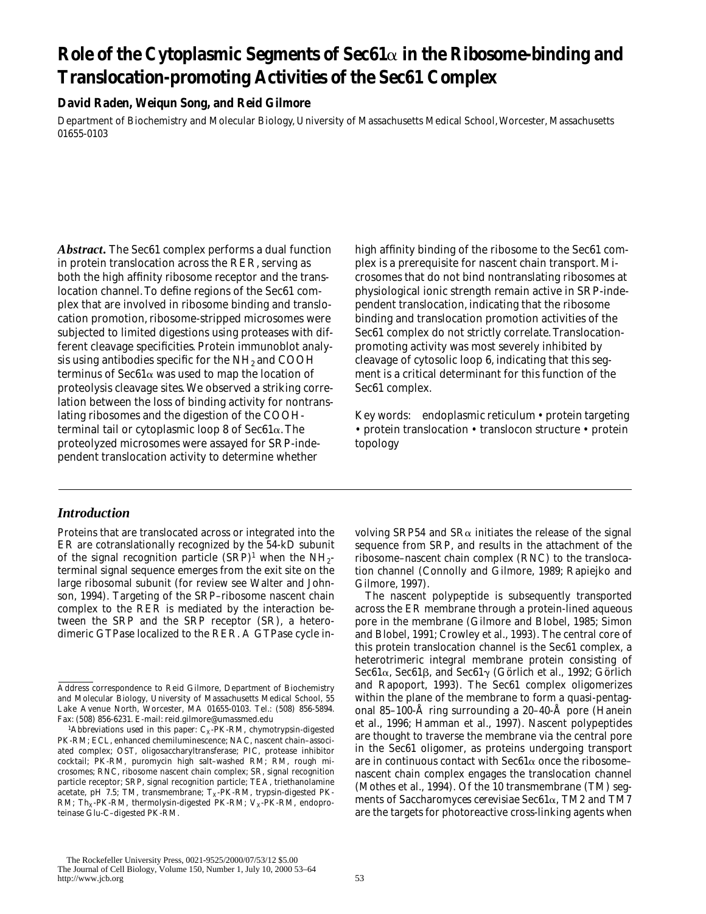# Role of the Cytoplasmic Segments of Sec61α in the Ribosome-binding and Translocation-promoting Activities of the Sec61 Complex

**David Raden, Weiqun Song, and Reid Gilmore**

Department of Biochemistry and Molecular Biology, University of Massachusetts Medical School, Worcester, Massachusetts 01655-0103

***Abstract.*** The Sec61 complex performs a dual function in protein translocation across the RER, serving as both the high affinity ribosome receptor and the translocation channel. To define regions of the Sec61 complex that are involved in ribosome binding and translocation promotion, ribosome-stripped microsomes were subjected to limited digestions using proteases with different cleavage specificities. Protein immunoblot analysis using antibodies specific for the $NH_2$ and COOH terminus of Sec61α was used to map the location of proteolysis cleavage sites. We observed a striking correlation between the loss of binding activity for nontranslating ribosomes and the digestion of the COOH-terminal tail or cytoplasmic loop 8 of Sec61α. The proteolyzed microsomes were assayed for SRP-independent translocation activity to determine whether high affinity binding of the ribosome to the Sec61 complex is a prerequisite for nascent chain transport. Microsomes that do not bind nontranslating ribosomes at physiological ionic strength remain active in SRP-independent translocation, indicating that the ribosome binding and translocation promotion activities of the Sec61 complex do not strictly correlate. Translocation-promoting activity was most severely inhibited by cleavage of cytosolic loop 6, indicating that this segment is a critical determinant for this function of the Sec61 complex.

Key words: endoplasmic reticulum • protein targeting • protein translocation • translocon structure • protein topology

## *Introduction*

Proteins that are translocated across or integrated into the ER are cotranslationally recognized by the 54-kD subunit of the signal recognition particle (SRP)[1] when the $NH_2$-terminal signal sequence emerges from the exit site on the large ribosomal subunit (for review see Walter and Johnson, 1994). Targeting of the SRP–ribosome nascent chain complex to the RER is mediated by the interaction between the SRP and the SRP receptor (SR), a heterodimeric GTPase localized to the RER. A GTPase cycle involving SRP54 and SRα initiates the release of the signal sequence from SRP, and results in the attachment of the ribosome–nascent chain complex (RNC) to the translocation channel (Connolly and Gilmore, 1989; Rapiejko and Gilmore, 1997).

The nascent polypeptide is subsequently transported across the ER membrane through a protein-lined aqueous pore in the membrane (Gilmore and Blobel, 1985; Simon and Blobel, 1991; Crowley et al., 1993). The central core of this protein translocation channel is the Sec61 complex, a heterotrimeric integral membrane protein consisting of Sec61α, Sec61β, and Sec61γ (Görlich et al., 1992; Görlich and Rapoport, 1993). The Sec61 complex oligomerizes within the plane of the membrane to form a quasi-pentagonal 85–100-Å ring surrounding a 20–40-Å pore (Hanein et al., 1996; Hamman et al., 1997). Nascent polypeptides are thought to traverse the membrane via the central pore in the Sec61 oligomer, as proteins undergoing transport are in continuous contact with Sec61α once the ribosome–nascent chain complex engages the translocation channel (Mothes et al., 1994). Of the 10 transmembrane (TM) segments of Saccharomyces cerevisiae Sec61α, TM2 and TM7 are the targets for photoreactive cross-linking agents when

Address correspondence to Reid Gilmore, Department of Biochemistry and Molecular Biology, University of Massachusetts Medical School, 55 Lake Avenue North, Worcester, MA 01655-0103. Tel.: (508) 856-5894. Fax: (508) 856-6231. E-mail: reid.gilmore@umassmed.edu

[1]Abbreviations used in this paper: $C_X$-PK-RM, chymotrypsin-digested PK-RM; ECL, enhanced chemiluminescence; NAC, nascent chain–associated complex; OST, oligosaccharyltransferase; PIC, protease inhibitor cocktail; PK-RM, puromycin high salt–washed RM; RM, rough microsomes; RNC, ribosome nascent chain complex; SR, signal recognition particle receptor; SRP, signal recognition particle; TEA, triethanolamine acetate, pH 7.5; TM, transmembrane; $T_X$-PK-RM, trypsin-digested PK-RM; $Th_X$-PK-RM, thermolysin-digested PK-RM; $V_X$-PK-RM, endoproteinase Glu-C–digested PK-RM.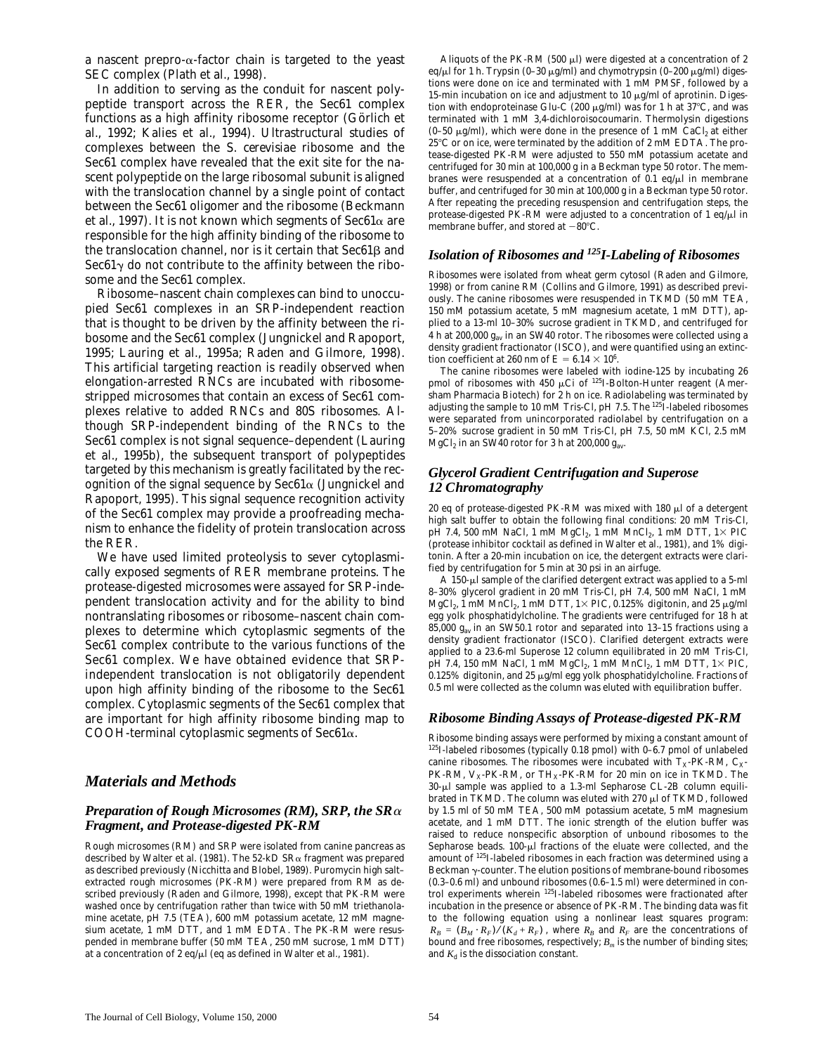a nascent prepro-α-factor chain is targeted to the yeast SEC complex (Plath et al., 1998).

In addition to serving as the conduit for nascent polypeptide transport across the RER, the Sec61 complex functions as a high affinity ribosome receptor (Görlich et al., 1992; Kalies et al., 1994). Ultrastructural studies of complexes between the S. cerevisiae ribosome and the Sec61 complex have revealed that the exit site for the nascent polypeptide on the large ribosomal subunit is aligned with the translocation channel by a single point of contact between the Sec61 oligomer and the ribosome (Beckmann et al., 1997). It is not known which segments of Sec61α are responsible for the high affinity binding of the ribosome to the translocation channel, nor is it certain that Sec61β and Sec61γ do not contribute to the affinity between the ribosome and the Sec61 complex.

Ribosome–nascent chain complexes can bind to unoccupied Sec61 complexes in an SRP-independent reaction that is thought to be driven by the affinity between the ribosome and the Sec61 complex (Jungnickel and Rapoport, 1995; Lauring et al., 1995a; Raden and Gilmore, 1998). This artificial targeting reaction is readily observed when elongation-arrested RNCs are incubated with ribosome-stripped microsomes that contain an excess of Sec61 complexes relative to added RNCs and 80S ribosomes. Although SRP-independent binding of the RNCs to the Sec61 complex is not signal sequence–dependent (Lauring et al., 1995b), the subsequent transport of polypeptides targeted by this mechanism is greatly facilitated by the recognition of the signal sequence by Sec61α (Jungnickel and Rapoport, 1995). This signal sequence recognition activity of the Sec61 complex may provide a proofreading mechanism to enhance the fidelity of protein translocation across the RER.

We have used limited proteolysis to sever cytoplasmically exposed segments of RER membrane proteins. The protease-digested microsomes were assayed for SRP-independent translocation activity and for the ability to bind nontranslating ribosomes or ribosome–nascent chain complexes to determine which cytoplasmic segments of the Sec61 complex contribute to the various functions of the Sec61 complex. We have obtained evidence that SRP-independent translocation is not obligatorily dependent upon high affinity binding of the ribosome to the Sec61 complex. Cytoplasmic segments of the Sec61 complex that are important for high affinity ribosome binding map to COOH-terminal cytoplasmic segments of Sec61α.

## Materials and Methods

### Preparation of Rough Microsomes (RM), SRP, the SRα Fragment, and Protease-digested PK-RM

Rough microsomes (RM) and SRP were isolated from canine pancreas as described by Walter et al. (1981). The 52-kD SRα fragment was prepared as described previously (Nicchitta and Blobel, 1989). Puromycin high salt–extracted rough microsomes (PK-RM) were prepared from RM as described previously (Raden and Gilmore, 1998), except that PK-RM were washed once by centrifugation rather than twice with 50 mM triethanolamine acetate, pH 7.5 (TEA), 600 mM potassium acetate, 12 mM magnesium acetate, 1 mM DTT, and 1 mM EDTA. The PK-RM were resuspended in membrane buffer (50 mM TEA, 250 mM sucrose, 1 mM DTT) at a concentration of 2 eq/μl (eq as defined in Walter et al., 1981).

Aliquots of the PK-RM (500 μl) were digested at a concentration of 2 eq/μl for 1 h. Trypsin (0–30 μg/ml) and chymotrypsin (0–200 μg/ml) digestions were done on ice and terminated with 1 mM PMSF, followed by a 15-min incubation on ice and adjustment to 10 μg/ml of aprotinin. Digestion with endoproteinase Glu-C (200 μg/ml) was for 1 h at 37°C, and was terminated with 1 mM 3,4-dichloroisocoumarin. Thermolysin digestions (0–50 μg/ml), which were done in the presence of 1 mM $CaCl_2$ at either 25°C or on ice, were terminated by the addition of 2 mM EDTA. The protease-digested PK-RM were adjusted to 550 mM potassium acetate and centrifuged for 30 min at 100,000 g in a Beckman type 50 rotor. The membranes were resuspended at a concentration of 0.1 eq/μl in membrane buffer, and centrifuged for 30 min at 100,000 g in a Beckman type 50 rotor. After repeating the preceding resuspension and centrifugation steps, the protease-digested PK-RM were adjusted to a concentration of 1 eq/μl in membrane buffer, and stored at −80°C.

### Isolation of Ribosomes and $^{125}$I-Labeling of Ribosomes

Ribosomes were isolated from wheat germ cytosol (Raden and Gilmore, 1998) or from canine RM (Collins and Gilmore, 1991) as described previously. The canine ribosomes were resuspended in TKMD (50 mM TEA, 150 mM potassium acetate, 5 mM magnesium acetate, 1 mM DTT), applied to a 13-ml 10–30% sucrose gradient in TKMD, and centrifuged for 4 h at 200,000 $g_{av}$ in an SW40 rotor. The ribosomes were collected using a density gradient fractionator (ISCO), and were quantified using an extinction coefficient at 260 nm of $E = 6.14 \times 10^6$.

The canine ribosomes were labeled with iodine-125 by incubating 26 pmol of ribosomes with 450 μCi of $^{125}$I-Bolton-Hunter reagent (Amersham Pharmacia Biotech) for 2 h on ice. Radiolabeling was terminated by adjusting the sample to 10 mM Tris-Cl, pH 7.5. The $^{125}$I-labeled ribosomes were separated from unincorporated radiolabel by centrifugation on a 5–20% sucrose gradient in 50 mM Tris-Cl, pH 7.5, 50 mM KCl, 2.5 mM $MgCl_2$ in an SW40 rotor for 3 h at 200,000 $g_{av}$.

### Glycerol Gradient Centrifugation and Superose 12 Chromatography

20 eq of protease-digested PK-RM was mixed with 180 μl of a detergent high salt buffer to obtain the following final conditions: 20 mM Tris-Cl, pH 7.4, 500 mM NaCl, 1 mM $MgCl_2$, 1 mM $MnCl_2$, 1 mM DTT, 1× PIC (protease inhibitor cocktail as defined in Walter et al., 1981), and 1% digitonin. After a 20-min incubation on ice, the detergent extracts were clarified by centrifugation for 5 min at 30 psi in an airfuge.

A 150-μl sample of the clarified detergent extract was applied to a 5-ml 8–30% glycerol gradient in 20 mM Tris-Cl, pH 7.4, 500 mM NaCl, 1 mM $MgCl_2$, 1 mM $MnCl_2$, 1 mM DTT, 1× PIC, 0.125% digitonin, and 25 μg/ml egg yolk phosphatidylcholine. The gradients were centrifuged for 18 h at 85,000 $g_{av}$ in an SW50.1 rotor and separated into 13–15 fractions using a density gradient fractionator (ISCO). Clarified detergent extracts were applied to a 23.6-ml Superose 12 column equilibrated in 20 mM Tris-Cl, pH 7.4, 150 mM NaCl, 1 mM $MgCl_2$, 1 mM $MnCl_2$, 1 mM DTT, 1× PIC, 0.125% digitonin, and 25 μg/ml egg yolk phosphatidylcholine. Fractions of 0.5 ml were collected as the column was eluted with equilibration buffer.

### Ribosome Binding Assays of Protease-digested PK-RM

Ribosome binding assays were performed by mixing a constant amount of $^{125}$I-labeled ribosomes (typically 0.18 pmol) with 0–6.7 pmol of unlabeled canine ribosomes. The ribosomes were incubated with $T_X$-PK-RM, $C_X$-PK-RM, $V_X$-PK-RM, or $TH_X$-PK-RM for 20 min on ice in TKMD. The 30-μl sample was applied to a 1.3-ml Sepharose CL-2B column equilibrated in TKMD. The column was eluted with 270 μl of TKMD, followed by 1.5 ml of 50 mM TEA, 500 mM potassium acetate, 5 mM magnesium acetate, and 1 mM DTT. The ionic strength of the elution buffer was raised to reduce nonspecific absorption of unbound ribosomes to the Sepharose beads. 100-μl fractions of the eluate were collected, and the amount of $^{125}$I-labeled ribosomes in each fraction was determined using a Beckman γ-counter. The elution positions of membrane-bound ribosomes (0.3–0.6 ml) and unbound ribosomes (0.6–1.5 ml) were determined in control experiments wherein $^{125}$I-labeled ribosomes were fractionated after incubation in the presence or absence of PK-RM. The binding data was fit to the following equation using a nonlinear least squares program: $R_B = (B_M \cdot R_F)/(K_d + R_F)$, where $R_B$ and $R_F$ are the concentrations of bound and free ribosomes, respectively; $B_m$ is the number of binding sites; and $K_d$ is the dissociation constant.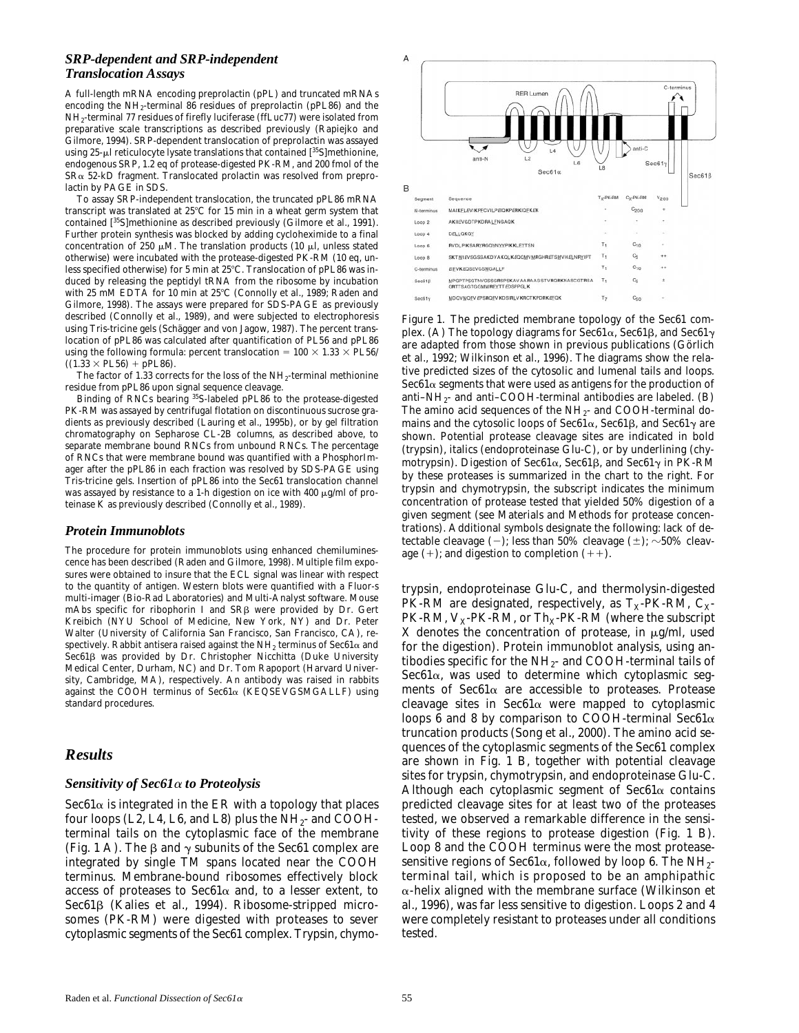### *SRP-dependent and SRP-independent Translocation Assays*

A full-length mRNA encoding preprolactin (pPL) and truncated mRNAs encoding the $NH_2$-terminal 86 residues of preprolactin (pPL86) and the $NH_2$-terminal 77 residues of firefly luciferase (ffLuc77) were isolated from preparative scale transcriptions as described previously (Rapiejko and Gilmore, 1994). SRP-dependent translocation of preprolactin was assayed using 25-μl reticulocyte lysate translations that contained [$^{35}$S]methionine, endogenous SRP, 1.2 eq of protease-digested PK-RM, and 200 fmol of the SRα 52-kD fragment. Translocated prolactin was resolved from preprolactin by PAGE in SDS.

To assay SRP-independent translocation, the truncated pPL86 mRNA transcript was translated at 25°C for 15 min in a wheat germ system that contained [$^{35}$S]methionine as described previously (Gilmore et al., 1991). Further protein synthesis was blocked by adding cycloheximide to a final concentration of 250 μM. The translation products (10 μl, unless stated otherwise) were incubated with the protease-digested PK-RM (10 eq, unless specified otherwise) for 5 min at 25°C. Translocation of pPL86 was induced by releasing the peptidyl tRNA from the ribosome by incubation with 25 mM EDTA for 10 min at 25°C (Connolly et al., 1989; Raden and Gilmore, 1998). The assays were prepared for SDS-PAGE as previously described (Connolly et al., 1989), and were subjected to electrophoresis using Tris-tricine gels (Schägger and von Jagow, 1987). The percent translocation of pPL86 was calculated after quantification of PL56 and pPL86 using the following formula: percent translocation $= 100 \times 1.33 \times PL56/((1.33 \times PL56) + pPL86)$.

The factor of 1.33 corrects for the loss of the $NH_2$-terminal methionine residue from pPL86 upon signal sequence cleavage.

Binding of RNCs bearing $^{35}$S-labeled pPL86 to the protease-digested PK-RM was assayed by centrifugal flotation on discontinuous sucrose gradients as previously described (Lauring et al., 1995b), or by gel filtration chromatography on Sepharose CL-2B columns, as described above, to separate membrane bound RNCs from unbound RNCs. The percentage of RNCs that were membrane bound was quantified with a PhosphorImager after the pPL86 in each fraction was resolved by SDS-PAGE using Tris-tricine gels. Insertion of pPL86 into the Sec61 translocation channel was assayed by resistance to a 1-h digestion on ice with 400 μg/ml of proteinase K as previously described (Connolly et al., 1989).

### *Protein Immunoblots*

The procedure for protein immunoblots using enhanced chemiluminescence has been described (Raden and Gilmore, 1998). Multiple film exposures were obtained to insure that the ECL signal was linear with respect to the quantity of antigen. Western blots were quantified with a Fluor-s multi-imager (Bio-Rad Laboratories) and Multi-Analyst software. Mouse mAbs specific for ribophorin I and SRβ were provided by Dr. Gert Kreibich (NYU School of Medicine, New York, NY) and Dr. Peter Walter (University of California San Francisco, San Francisco, CA), respectively. Rabbit antisera raised against the $NH_2$ terminus of Sec61α and Sec61β was provided by Dr. Christopher Nicchitta (Duke University Medical Center, Durham, NC) and Dr. Tom Rapoport (Harvard University, Cambridge, MA), respectively. An antibody was raised in rabbits against the COOH terminus of Sec61α (KEQSEVGSMGALLF) using standard procedures.

## *Results*

### *Sensitivity of Sec61α to Proteolysis*

Sec61α is integrated in the ER with a topology that places four loops (L2, L4, L6, and L8) plus the $NH_2$- and COOH-terminal tails on the cytoplasmic face of the membrane (Fig. 1 A). The β and γ subunits of the Sec61 complex are integrated by single TM spans located near the COOH terminus. Membrane-bound ribosomes effectively block access of proteases to Sec61α and, to a lesser extent, to Sec61β (Kalies et al., 1994). Ribosome-stripped microsomes (PK-RM) were digested with proteases to sever cytoplasmic segments of the Sec61 complex. Trypsin, chymotrypsin, endoproteinase Glu-C, and thermolysin-digested PK-RM are designated, respectively, as $T_X$-PK-RM, $C_X$-PK-RM, $V_X$-PK-RM, or $Th_X$-PK-RM (where the subscript X denotes the concentration of protease, in μg/ml, used for the digestion). Protein immunoblot analysis, using antibodies specific for the $NH_2$- and COOH-terminal tails of Sec61α, was used to determine which cytoplasmic segments of Sec61α are accessible to proteases. Protease cleavage sites in Sec61α were mapped to cytoplasmic loops 6 and 8 by comparison to COOH-terminal Sec61α truncation products (Song et al., 2000). The amino acid sequences of the cytoplasmic segments of the Sec61 complex are shown in Fig. 1 B, together with potential cleavage sites for trypsin, chymotrypsin, and endoproteinase Glu-C. Although each cytoplasmic segment of Sec61α contains predicted cleavage sites for at least two of the proteases tested, we observed a remarkable difference in the sensitivity of these regions to protease digestion (Fig. 1 B). Loop 8 and the COOH terminus were the most protease-sensitive regions of Sec61α, followed by loop 6. The $NH_2$-terminal tail, which is proposed to be an amphipathic α-helix aligned with the membrane surface (Wilkinson et al., 1996), was far less sensitive to digestion. Loops 2 and 4 were completely resistant to proteases under all conditions tested.

| Segment | Sequence | $T_X$-PK-RM | $C_X$-PK-RM | $V_{200}$ |
|---|---|---|---|---|
| N-terminus | MAIKFLEVIKPFCVILPEIQKPERKIQFKEK | - | $C_{200}$ | + |
| Loop 2 | AKIIEVGDTPKDRALFNGAQK | - | - | - |
| Loop 4 | DELLQKGY | - | - | - |
| Loop 6 | RVDLPIKSARYRGQYNTYPIKLLYTSN | $T_1$ | $C_{10}$ | - |
| Loop 8 | SKTWIEVSGSSAKDVAKQLKEQQMVMRGHRETSMVHELNRYIPT | $T_1$ | $C_5$ | ++ |
| C-terminus | EEVKEQSEVGSMGALLF | $T_1$ | $C_{10}$ | ++ |
| Sec61β | MPGPTPSGTNVGSSGRSPSKAVAARAAGSTVRQRKNASCGTRSA GRTTSAGTGGMWRFYTTEDSPGLK | $T_1$ | $C_5$ | ± |
| Sec61γ | MDQVMQFVEPSRQFVKDSIRLVKRCTKPDRKEFQK | $T_7$ | $C_{50}$ | - |

Figure 1. The predicted membrane topology of the Sec61 complex. (A) The topology diagrams for Sec61α, Sec61β, and Sec61γ are adapted from those shown in previous publications (Görlich et al., 1992; Wilkinson et al., 1996). The diagrams show the relative predicted sizes of the cytosolic and lumenal tails and loops. Sec61α segments that were used as antigens for the production of anti–$NH_2$- and anti–COOH-terminal antibodies are labeled. (B) The amino acid sequences of the $NH_2$- and COOH-terminal domains and the cytosolic loops of Sec61α, Sec61β, and Sec61γ are shown. Potential protease cleavage sites are indicated in bold (trypsin), italics (endoproteinase Glu-C), or by underlining (chymotrypsin). Digestion of Sec61α, Sec61β, and Sec61γ in PK-RM by these proteases is summarized in the chart to the right. For trypsin and chymotrypsin, the subscript indicates the minimum concentration of protease tested that yielded 50% digestion of a given segment (see Materials and Methods for protease concentrations). Additional symbols designate the following: lack of detectable cleavage (−); less than 50% cleavage (±); ~50% cleavage (+); and digestion to completion (++).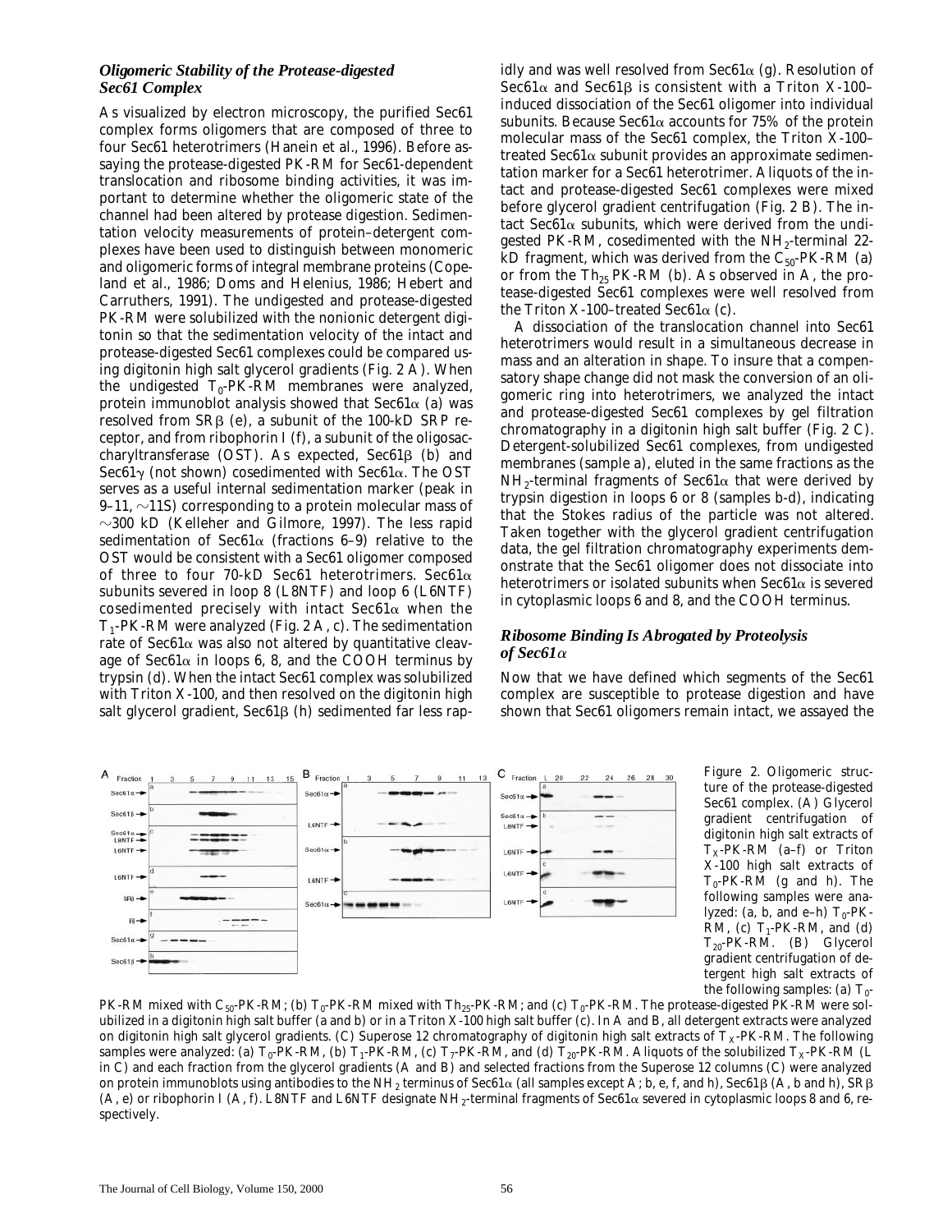### *Oligomeric Stability of the Protease-digested Sec61 Complex*

As visualized by electron microscopy, the purified Sec61 complex forms oligomers that are composed of three to four Sec61 heterotrimers (Hanein et al., 1996). Before assaying the protease-digested PK-RM for Sec61-dependent translocation and ribosome binding activities, it was important to determine whether the oligomeric state of the channel had been altered by protease digestion. Sedimentation velocity measurements of protein–detergent complexes have been used to distinguish between monomeric and oligomeric forms of integral membrane proteins (Copeland et al., 1986; Doms and Helenius, 1986; Hebert and Carruthers, 1991). The undigested and protease-digested PK-RM were solubilized with the nonionic detergent digitonin so that the sedimentation velocity of the intact and protease-digested Sec61 complexes could be compared using digitonin high salt glycerol gradients (Fig. 2 A). When the undigested $T_0$-PK-RM membranes were analyzed, protein immunoblot analysis showed that Sec61α (a) was resolved from SRβ (e), a subunit of the 100-kD SRP receptor, and from ribophorin I (f), a subunit of the oligosaccharyltransferase (OST). As expected, Sec61β (b) and Sec61γ (not shown) cosedimented with Sec61α. The OST serves as a useful internal sedimentation marker (peak in 9–11, ∼11S) corresponding to a protein molecular mass of ∼300 kD (Kelleher and Gilmore, 1997). The less rapid sedimentation of Sec61α (fractions 6–9) relative to the OST would be consistent with a Sec61 oligomer composed of three to four 70-kD Sec61 heterotrimers. Sec61α subunits severed in loop 8 (L8NTF) and loop 6 (L6NTF) cosedimented precisely with intact Sec61α when the $T_1$-PK-RM were analyzed (Fig. 2 A, c). The sedimentation rate of Sec61α was also not altered by quantitative cleavage of Sec61α in loops 6, 8, and the COOH terminus by trypsin (d). When the intact Sec61 complex was solubilized with Triton X-100, and then resolved on the digitonin high salt glycerol gradient, Sec61β (h) sedimented far less rapidly and was well resolved from Sec61α (g). Resolution of Sec61α and Sec61β is consistent with a Triton X-100–induced dissociation of the Sec61 oligomer into individual subunits. Because Sec61α accounts for 75% of the protein molecular mass of the Sec61 complex, the Triton X-100–treated Sec61α subunit provides an approximate sedimentation marker for a Sec61 heterotrimer. Aliquots of the intact and protease-digested Sec61 complexes were mixed before glycerol gradient centrifugation (Fig. 2 B). The intact Sec61α subunits, which were derived from the undigested PK-RM, cosedimented with the $NH_2$-terminal 22-kD fragment, which was derived from the $C_{50}$-PK-RM (a) or from the $Th_{25}$ PK-RM (b). As observed in A, the protease-digested Sec61 complexes were well resolved from the Triton X-100–treated Sec61α (c).

A dissociation of the translocation channel into Sec61 heterotrimers would result in a simultaneous decrease in mass and an alteration in shape. To insure that a compensatory shape change did not mask the conversion of an oligomeric ring into heterotrimers, we analyzed the intact and protease-digested Sec61 complexes by gel filtration chromatography in a digitonin high salt buffer (Fig. 2 C). Detergent-solubilized Sec61 complexes, from undigested membranes (sample a), eluted in the same fractions as the $NH_2$-terminal fragments of Sec61α that were derived by trypsin digestion in loops 6 or 8 (samples b–d), indicating that the Stokes radius of the particle was not altered. Taken together with the glycerol gradient centrifugation data, the gel filtration chromatography experiments demonstrate that the Sec61 oligomer does not dissociate into heterotrimers or isolated subunits when Sec61α is severed in cytoplasmic loops 6 and 8, and the COOH terminus.

### *Ribosome Binding Is Abrogated by Proteolysis of Sec61α*

Now that we have defined which segments of the Sec61 complex are susceptible to protease digestion and have shown that Sec61 oligomers remain intact, we assayed the

Figure 2. Oligomeric structure of the protease-digested Sec61 complex. (A) Glycerol gradient centrifugation of digitonin high salt extracts of $T_X$-PK-RM (a–f) or Triton X-100 high salt extracts of $T_0$-PK-RM (g and h). The following samples were analyzed: (a, b, and e–h) $T_0$-PK-RM, (c) $T_1$-PK-RM, and (d) $T_{20}$-PK-RM. (B) Glycerol gradient centrifugation of detergent high salt extracts of the following samples: (a) $T_0$-PK-RM mixed with $C_{50}$-PK-RM; (b) $T_0$-PK-RM mixed with $Th_{25}$-PK-RM; and (c) $T_0$-PK-RM. The protease-digested PK-RM were solubilized in a digitonin high salt buffer (a and b) or in a Triton X-100 high salt buffer (c). In A and B, all detergent extracts were analyzed on digitonin high salt glycerol gradients. (C) Superose 12 chromatography of digitonin high salt extracts of $T_X$-PK-RM. The following samples were analyzed: (a) $T_0$-PK-RM, (b) $T_1$-PK-RM, (c) $T_7$-PK-RM, and (d) $T_{20}$-PK-RM. Aliquots of the solubilized $T_X$-PK-RM (L in C) and each fraction from the glycerol gradients (A and B) and selected fractions from the Superose 12 columns (C) were analyzed on protein immunoblots using antibodies to the $NH_2$ terminus of Sec61α (all samples except A; b, e, f, and h), Sec61β (A, b and h), SRβ (A, e) or ribophorin I (A, f). L8NTF and L6NTF designate $NH_2$-terminal fragments of Sec61α severed in cytoplasmic loops 8 and 6, respectively.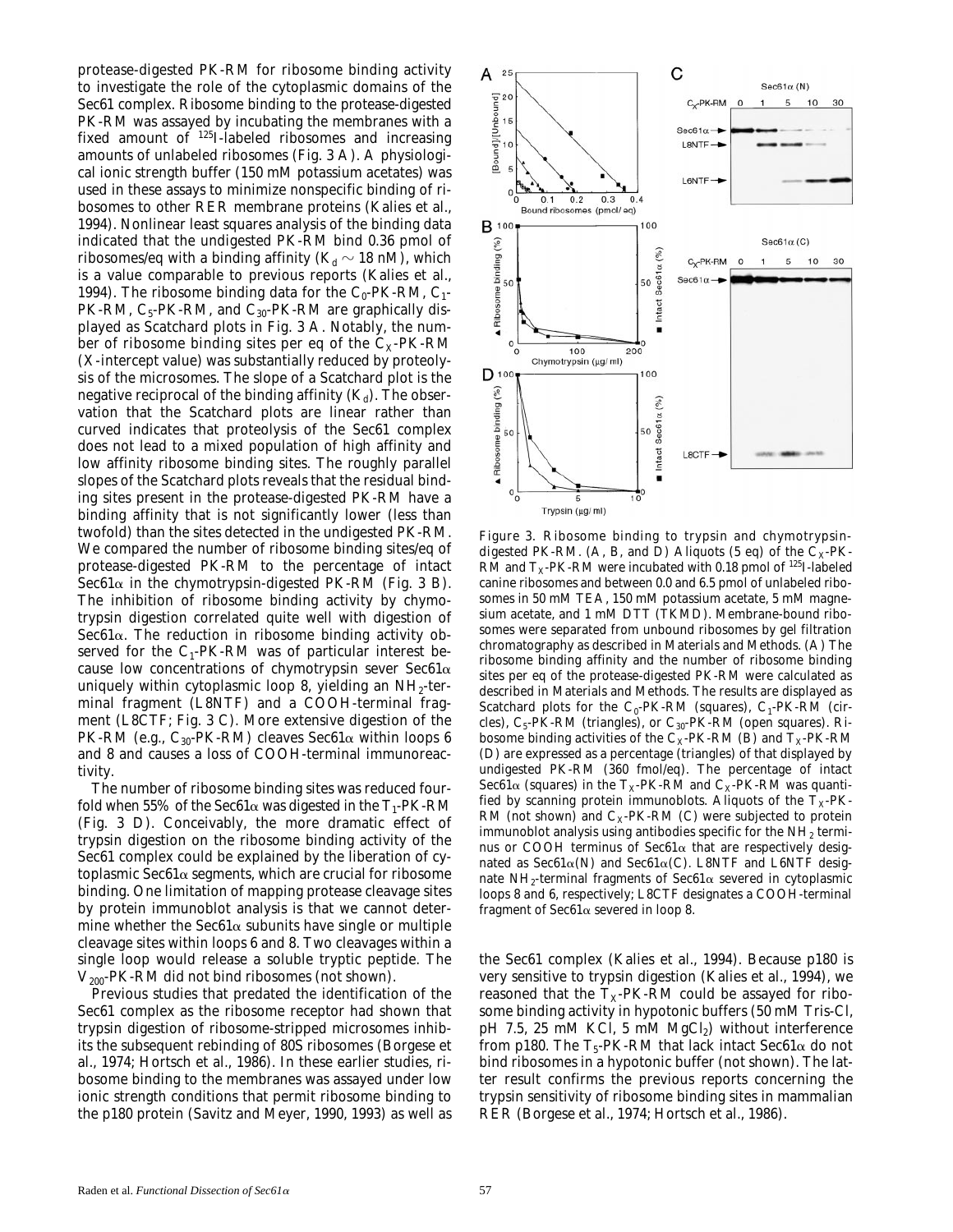protease-digested PK-RM for ribosome binding activity to investigate the role of the cytoplasmic domains of the Sec61 complex. Ribosome binding to the protease-digested PK-RM was assayed by incubating the membranes with a fixed amount of $^{125}$I-labeled ribosomes and increasing amounts of unlabeled ribosomes (Fig. 3 A). A physiological ionic strength buffer (150 mM potassium acetates) was used in these assays to minimize nonspecific binding of ribosomes to other RER membrane proteins (Kalies et al., 1994). Nonlinear least squares analysis of the binding data indicated that the undigested PK-RM bind 0.36 pmol of ribosomes/eq with a binding affinity ($K_d \sim 18$ nM), which is a value comparable to previous reports (Kalies et al., 1994). The ribosome binding data for the $C_0$-PK-RM, $C_1$-PK-RM, $C_5$-PK-RM, and $C_{30}$-PK-RM are graphically displayed as Scatchard plots in Fig. 3 A. Notably, the number of ribosome binding sites per eq of the $C_X$-PK-RM (X-intercept value) was substantially reduced by proteolysis of the microsomes. The slope of a Scatchard plot is the negative reciprocal of the binding affinity ($K_d$). The observation that the Scatchard plots are linear rather than curved indicates that proteolysis of the Sec61 complex does not lead to a mixed population of high affinity and low affinity ribosome binding sites. The roughly parallel slopes of the Scatchard plots reveals that the residual binding sites present in the protease-digested PK-RM have a binding affinity that is not significantly lower (less than twofold) than the sites detected in the undigested PK-RM. We compared the number of ribosome binding sites/eq of protease-digested PK-RM to the percentage of intact Sec61α in the chymotrypsin-digested PK-RM (Fig. 3 B). The inhibition of ribosome binding activity by chymotrypsin digestion correlated quite well with digestion of Sec61α. The reduction in ribosome binding activity observed for the $C_1$-PK-RM was of particular interest because low concentrations of chymotrypsin sever Sec61α uniquely within cytoplasmic loop 8, yielding an $NH_2$-terminal fragment (L8NTF) and a COOH-terminal fragment (L8CTF; Fig. 3 C). More extensive digestion of the PK-RM (e.g., $C_{30}$-PK-RM) cleaves Sec61α within loops 6 and 8 and causes a loss of COOH-terminal immunoreactivity.

The number of ribosome binding sites was reduced fourfold when 55% of the Sec61α was digested in the $T_1$-PK-RM (Fig. 3 D). Conceivably, the more dramatic effect of trypsin digestion on the ribosome binding activity of the Sec61 complex could be explained by the liberation of cytoplasmic Sec61α segments, which are crucial for ribosome binding. One limitation of mapping protease cleavage sites by protein immunoblot analysis is that we cannot determine whether the Sec61α subunits have single or multiple cleavage sites within loops 6 and 8. Two cleavages within a single loop would release a soluble tryptic peptide. The $V_{200}$-PK-RM did not bind ribosomes (not shown).

Previous studies that predated the identification of the Sec61 complex as the ribosome receptor had shown that trypsin digestion of ribosome-stripped microsomes inhibits the subsequent rebinding of 80S ribosomes (Borgese et al., 1974; Hortsch et al., 1986). In these earlier studies, ribosome binding to the membranes was assayed under low ionic strength conditions that permit ribosome binding to the p180 protein (Savitz and Meyer, 1990, 1993) as well as

Figure 3. Ribosome binding to trypsin and chymotrypsin-digested PK-RM. (A, B, and D) Aliquots (5 eq) of the $C_X$-PK-RM and $T_X$-PK-RM were incubated with 0.18 pmol of $^{125}$I-labeled canine ribosomes and between 0.0 and 6.5 pmol of unlabeled ribosomes in 50 mM TEA, 150 mM potassium acetate, 5 mM magnesium acetate, and 1 mM DTT (TKMD). Membrane-bound ribosomes were separated from unbound ribosomes by gel filtration chromatography as described in Materials and Methods. (A) The ribosome binding affinity and the number of ribosome binding sites per eq of the protease-digested PK-RM were calculated as described in Materials and Methods. The results are displayed as Scatchard plots for the $C_0$-PK-RM (squares), $C_1$-PK-RM (circles), $C_5$-PK-RM (triangles), or $C_{30}$-PK-RM (open squares). Ribosome binding activities of the $C_X$-PK-RM (B) and $T_X$-PK-RM (D) are expressed as a percentage (triangles) of that displayed by undigested PK-RM (360 fmol/eq). The percentage of intact Sec61α (squares) in the $T_X$-PK-RM and $C_X$-PK-RM was quantified by scanning protein immunoblots. Aliquots of the $T_X$-PK-RM (not shown) and $C_X$-PK-RM (C) were subjected to protein immunoblot analysis using antibodies specific for the $NH_2$ terminus or COOH terminus of Sec61α that are respectively designated as Sec61α(N) and Sec61α(C). L8NTF and L6NTF designate $NH_2$-terminal fragments of Sec61α severed in cytoplasmic loops 8 and 6, respectively; L8CTF designates a COOH-terminal fragment of Sec61α severed in loop 8.

the Sec61 complex (Kalies et al., 1994). Because p180 is very sensitive to trypsin digestion (Kalies et al., 1994), we reasoned that the $T_X$-PK-RM could be assayed for ribosome binding activity in hypotonic buffers (50 mM Tris-Cl, pH 7.5, 25 mM KCl, 5 mM $MgCl_2$) without interference from p180. The $T_5$-PK-RM that lack intact Sec61α do not bind ribosomes in a hypotonic buffer (not shown). The latter result confirms the previous reports concerning the trypsin sensitivity of ribosome binding sites in mammalian RER (Borgese et al., 1974; Hortsch et al., 1986).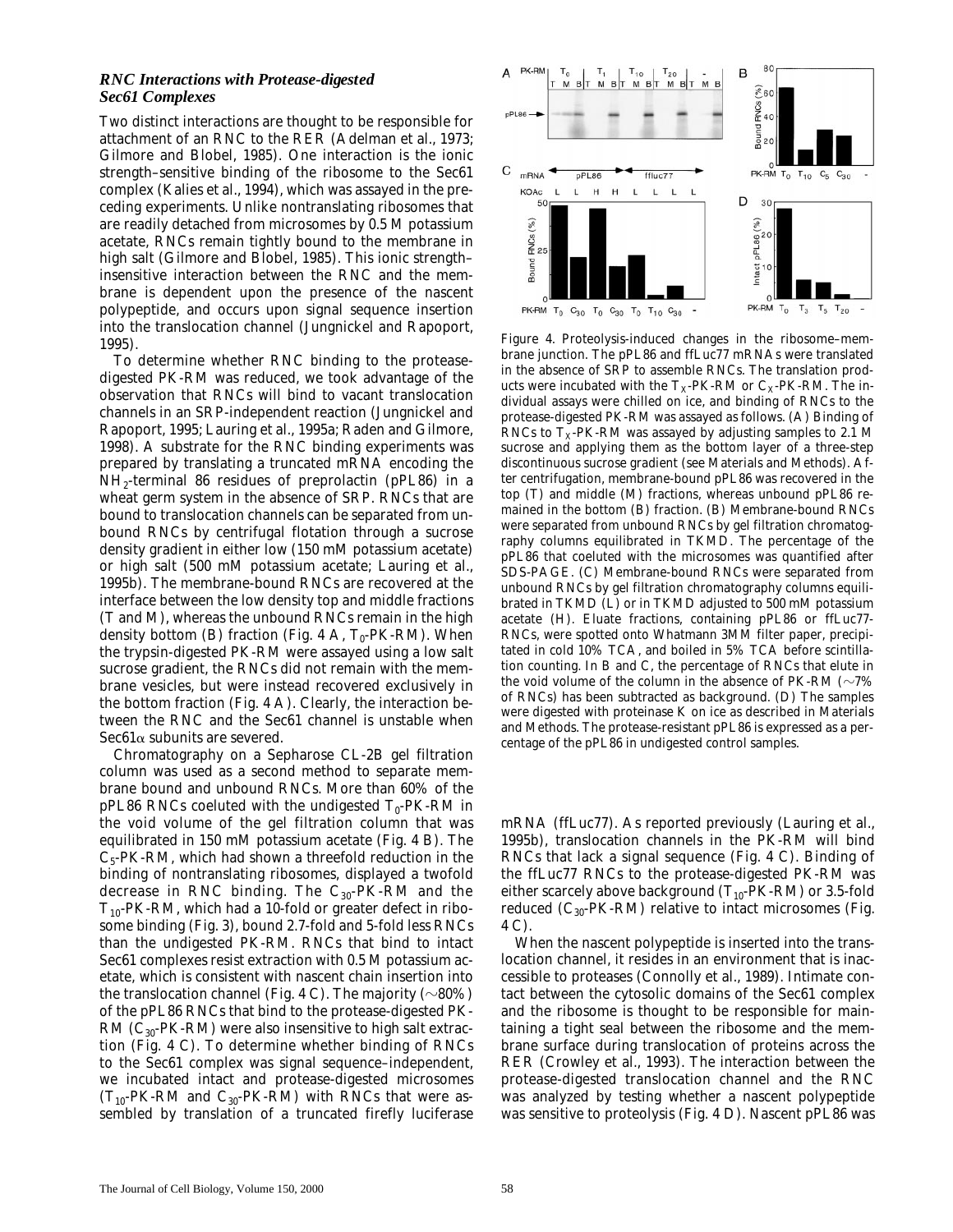### RNC Interactions with Protease-digested Sec61 Complexes

Two distinct interactions are thought to be responsible for attachment of an RNC to the RER (Adelman et al., 1973; Gilmore and Blobel, 1985). One interaction is the ionic strength–sensitive binding of the ribosome to the Sec61 complex (Kalies et al., 1994), which was assayed in the preceding experiments. Unlike nontranslating ribosomes that are readily detached from microsomes by 0.5 M potassium acetate, RNCs remain tightly bound to the membrane in high salt (Gilmore and Blobel, 1985). This ionic strength–insensitive interaction between the RNC and the membrane is dependent upon the presence of the nascent polypeptide, and occurs upon signal sequence insertion into the translocation channel (Jungnickel and Rapoport, 1995).

To determine whether RNC binding to the protease-digested PK-RM was reduced, we took advantage of the observation that RNCs will bind to vacant translocation channels in an SRP-independent reaction (Jungnickel and Rapoport, 1995; Lauring et al., 1995a; Raden and Gilmore, 1998). A substrate for the RNC binding experiments was prepared by translating a truncated mRNA encoding the $NH_2$-terminal 86 residues of preprolactin (pPL86) in a wheat germ system in the absence of SRP. RNCs that are bound to translocation channels can be separated from unbound RNCs by centrifugal flotation through a sucrose density gradient in either low (150 mM potassium acetate) or high salt (500 mM potassium acetate; Lauring et al., 1995b). The membrane-bound RNCs are recovered at the interface between the low density top and middle fractions (T and M), whereas the unbound RNCs remain in the high density bottom (B) fraction (Fig. 4 A, $T_0$-PK-RM). When the trypsin-digested PK-RM were assayed using a low salt sucrose gradient, the RNCs did not remain with the membrane vesicles, but were instead recovered exclusively in the bottom fraction (Fig. 4 A). Clearly, the interaction between the RNC and the Sec61 channel is unstable when Sec61$\alpha$ subunits are severed.

Chromatography on a Sepharose CL-2B gel filtration column was used as a second method to separate membrane bound and unbound RNCs. More than 60% of the pPL86 RNCs coeluted with the undigested $T_0$-PK-RM in the void volume of the gel filtration column that was equilibrated in 150 mM potassium acetate (Fig. 4 B). The $C_5$-PK-RM, which had shown a threefold reduction in the binding of nontranslating ribosomes, displayed a twofold decrease in RNC binding. The $C_{30}$-PK-RM and the $T_{10}$-PK-RM, which had a 10-fold or greater defect in ribosome binding (Fig. 3), bound 2.7-fold and 5-fold less RNCs than the undigested PK-RM. RNCs that bind to intact Sec61 complexes resist extraction with 0.5 M potassium acetate, which is consistent with nascent chain insertion into the translocation channel (Fig. 4 C). The majority (~80%) of the pPL86 RNCs that bind to the protease-digested PK-RM ($C_{30}$-PK-RM) were also insensitive to high salt extraction (Fig. 4 C). To determine whether binding of RNCs to the Sec61 complex was signal sequence–independent, we incubated intact and protease-digested microsomes ($T_{10}$-PK-RM and $C_{30}$-PK-RM) with RNCs that were assembled by translation of a truncated firefly luciferase mRNA (ffLuc77). As reported previously (Lauring et al., 1995b), translocation channels in the PK-RM will bind RNCs that lack a signal sequence (Fig. 4 C). Binding of the ffLuc77 RNCs to the protease-digested PK-RM was either scarcely above background ($T_{10}$-PK-RM) or 3.5-fold reduced ($C_{30}$-PK-RM) relative to intact microsomes (Fig. 4 C).

When the nascent polypeptide is inserted into the translocation channel, it resides in an environment that is inaccessible to proteases (Connolly et al., 1989). Intimate contact between the cytosolic domains of the Sec61 complex and the ribosome is thought to be responsible for maintaining a tight seal between the ribosome and the membrane surface during translocation of proteins across the RER (Crowley et al., 1993). The interaction between the protease-digested translocation channel and the RNC was analyzed by testing whether a nascent polypeptide was sensitive to proteolysis (Fig. 4 D). Nascent pPL86 was

Figure 4. Proteolysis-induced changes in the ribosome–membrane junction. The pPL86 and ffLuc77 mRNAs were translated in the absence of SRP to assemble RNCs. The translation products were incubated with the $T_X$-PK-RM or $C_X$-PK-RM. The individual assays were chilled on ice, and binding of RNCs to the protease-digested PK-RM was assayed as follows. (A) Binding of RNCs to $T_X$-PK-RM was assayed by adjusting samples to 2.1 M sucrose and applying them as the bottom layer of a three-step discontinuous sucrose gradient (see Materials and Methods). After centrifugation, membrane-bound pPL86 was recovered in the top (T) and middle (M) fractions, whereas unbound pPL86 remained in the bottom (B) fraction. (B) Membrane-bound RNCs were separated from unbound RNCs by gel filtration chromatography columns equilibrated in TKMD. The percentage of the pPL86 that coeluted with the microsomes was quantified after SDS-PAGE. (C) Membrane-bound RNCs were separated from unbound RNCs by gel filtration chromatography columns equilibrated in TKMD (L) or in TKMD adjusted to 500 mM potassium acetate (H). Eluate fractions, containing pPL86 or ffLuc77-RNCs, were spotted onto Whatmann 3MM filter paper, precipitated in cold 10% TCA, and boiled in 5% TCA before scintillation counting. In B and C, the percentage of RNCs that elute in the void volume of the column in the absence of PK-RM (~7% of RNCs) has been subtracted as background. (D) The samples were digested with proteinase K on ice as described in Materials and Methods. The protease-resistant pPL86 is expressed as a percentage of the pPL86 in undigested control samples.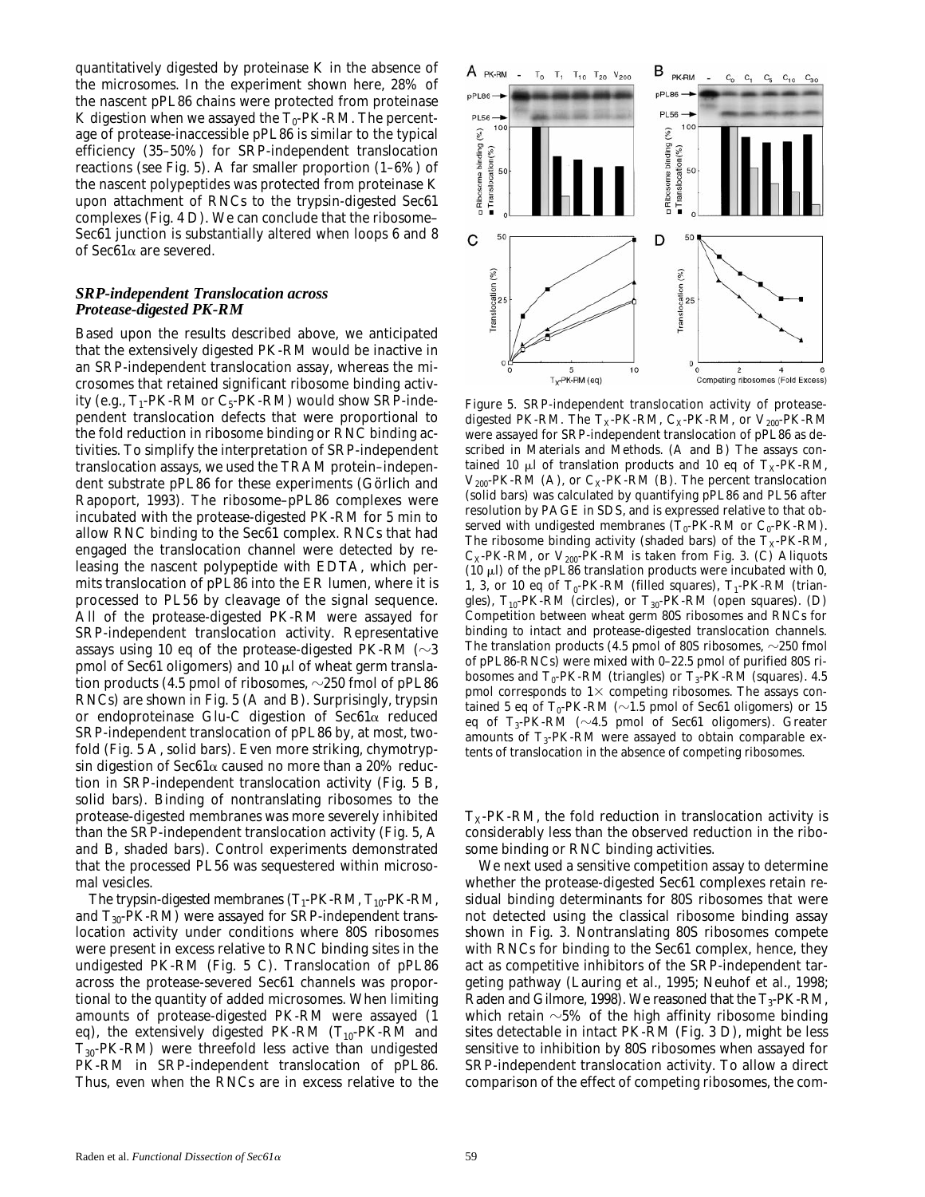quantitatively digested by proteinase K in the absence of the microsomes. In the experiment shown here, 28% of the nascent pPL86 chains were protected from proteinase K digestion when we assayed the $T_0$-PK-RM. The percentage of protease-inaccessible pPL86 is similar to the typical efficiency (35–50%) for SRP-independent translocation reactions (see Fig. 5). A far smaller proportion (1–6%) of the nascent polypeptides was protected from proteinase K upon attachment of RNCs to the trypsin-digested Sec61 complexes (Fig. 4 D). We can conclude that the ribosome–Sec61 junction is substantially altered when loops 6 and 8 of Sec61α are severed.

### *SRP-independent Translocation across Protease-digested PK-RM*

Based upon the results described above, we anticipated that the extensively digested PK-RM would be inactive in an SRP-independent translocation assay, whereas the microsomes that retained significant ribosome binding activity (e.g., $T_1$-PK-RM or $C_5$-PK-RM) would show SRP-independent translocation defects that were proportional to the fold reduction in ribosome binding or RNC binding activities. To simplify the interpretation of SRP-independent translocation assays, we used the TRAM protein–independent substrate pPL86 for these experiments (Görlich and Rapoport, 1993). The ribosome–pPL86 complexes were incubated with the protease-digested PK-RM for 5 min to allow RNC binding to the Sec61 complex. RNCs that had engaged the translocation channel were detected by releasing the nascent polypeptide with EDTA, which permits translocation of pPL86 into the ER lumen, where it is processed to PL56 by cleavage of the signal sequence. All of the protease-digested PK-RM were assayed for SRP-independent translocation activity. Representative assays using 10 eq of the protease-digested PK-RM (~3 pmol of Sec61 oligomers) and 10 μl of wheat germ translation products (4.5 pmol of ribosomes, ~250 fmol of pPL86 RNCs) are shown in Fig. 5 (A and B). Surprisingly, trypsin or endoproteinase Glu-C digestion of Sec61α reduced SRP-independent translocation of pPL86 by, at most, twofold (Fig. 5 A, solid bars). Even more striking, chymotrypsin digestion of Sec61α caused no more than a 20% reduction in SRP-independent translocation activity (Fig. 5 B, solid bars). Binding of nontranslating ribosomes to the protease-digested membranes was more severely inhibited than the SRP-independent translocation activity (Fig. 5, A and B, shaded bars). Control experiments demonstrated that the processed PL56 was sequestered within microsomal vesicles.

The trypsin-digested membranes ($T_1$-PK-RM, $T_{10}$-PK-RM, and $T_{30}$-PK-RM) were assayed for SRP-independent translocation activity under conditions where 80S ribosomes were present in excess relative to RNC binding sites in the undigested PK-RM (Fig. 5 C). Translocation of pPL86 across the protease-severed Sec61 channels was proportional to the quantity of added microsomes. When limiting amounts of protease-digested PK-RM were assayed (1 eq), the extensively digested PK-RM ($T_{10}$-PK-RM and $T_{30}$-PK-RM) were threefold less active than undigested PK-RM in SRP-independent translocation of pPL86. Thus, even when the RNCs are in excess relative to the $T_X$-PK-RM, the fold reduction in translocation activity is considerably less than the observed reduction in the ribosome binding or RNC binding activities.

We next used a sensitive competition assay to determine whether the protease-digested Sec61 complexes retain residual binding determinants for 80S ribosomes that were not detected using the classical ribosome binding assay shown in Fig. 3. Nontranslating 80S ribosomes compete with RNCs for binding to the Sec61 complex, hence, they act as competitive inhibitors of the SRP-independent targeting pathway (Lauring et al., 1995; Neuhof et al., 1998; Raden and Gilmore, 1998). We reasoned that the $T_3$-PK-RM, which retain ~5% of the high affinity ribosome binding sites detectable in intact PK-RM (Fig. 3 D), might be less sensitive to inhibition by 80S ribosomes when assayed for SRP-independent translocation activity. To allow a direct comparison of the effect of competing ribosomes, the com-

Figure 5. SRP-independent translocation activity of protease-digested PK-RM. The $T_X$-PK-RM, $C_X$-PK-RM, or $V_{200}$-PK-RM were assayed for SRP-independent translocation of pPL86 as described in Materials and Methods. (A and B) The assays contained 10 μl of translation products and 10 eq of $T_X$-PK-RM, $V_{200}$-PK-RM (A), or $C_X$-PK-RM (B). The percent translocation (solid bars) was calculated by quantifying pPL86 and PL56 after resolution by PAGE in SDS, and is expressed relative to that observed with undigested membranes ($T_0$-PK-RM or $C_0$-PK-RM). The ribosome binding activity (shaded bars) of the $T_X$-PK-RM, $C_X$-PK-RM, or $V_{200}$-PK-RM is taken from Fig. 3. (C) Aliquots (10 μl) of the pPL86 translation products were incubated with 0, 1, 3, or 10 eq of $T_0$-PK-RM (filled squares), $T_1$-PK-RM (triangles), $T_{10}$-PK-RM (circles), or $T_{30}$-PK-RM (open squares). (D) Competition between wheat germ 80S ribosomes and RNCs for binding to intact and protease-digested translocation channels. The translation products (4.5 pmol of 80S ribosomes, ~250 fmol of pPL86-RNCs) were mixed with 0–22.5 pmol of purified 80S ribosomes and $T_0$-PK-RM (triangles) or $T_3$-PK-RM (squares). 4.5 pmol corresponds to 1× competing ribosomes. The assays contained 5 eq of $T_0$-PK-RM (~1.5 pmol of Sec61 oligomers) or 15 eq of $T_3$-PK-RM (~4.5 pmol of Sec61 oligomers). Greater amounts of $T_3$-PK-RM were assayed to obtain comparable extents of translocation in the absence of competing ribosomes.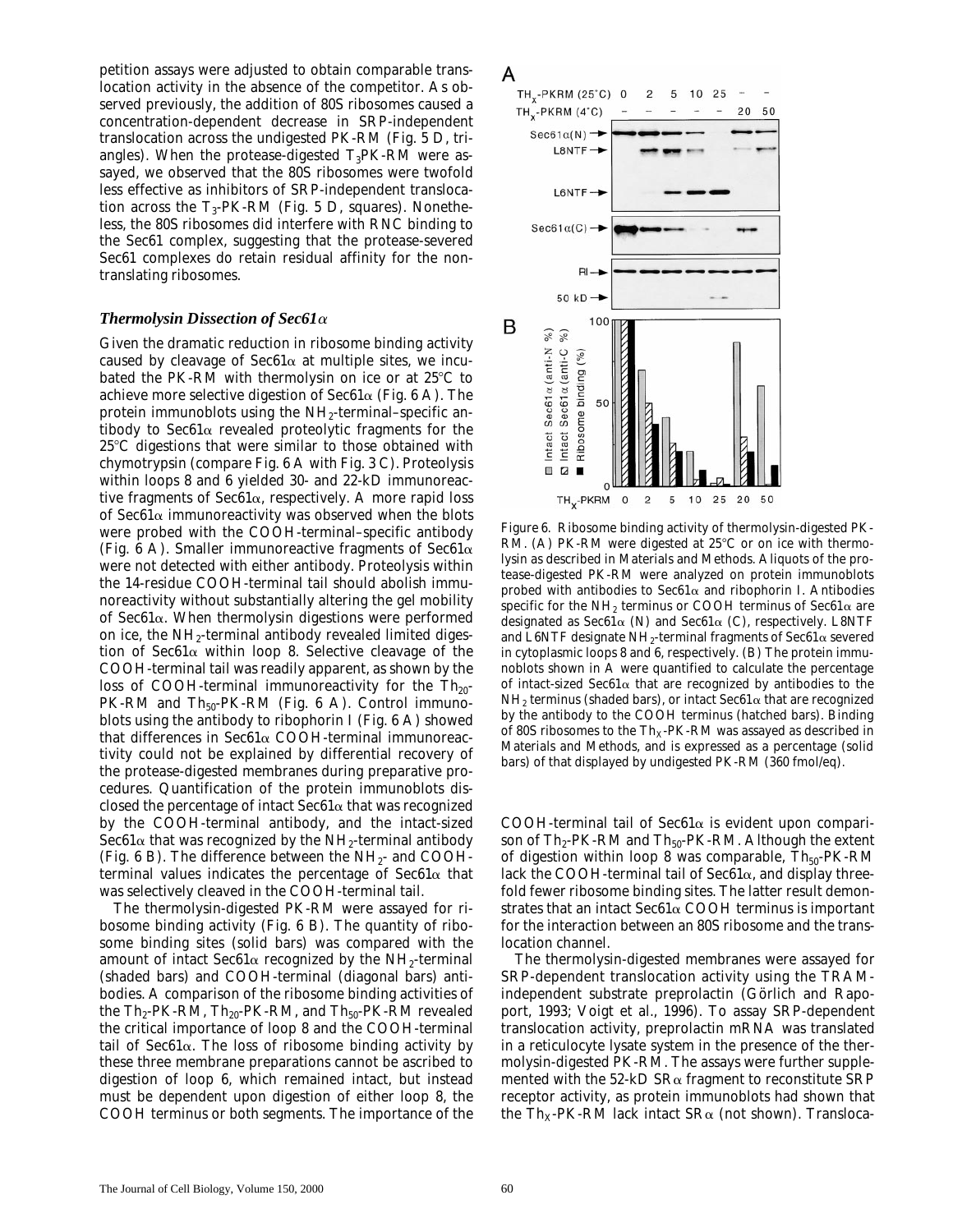petition assays were adjusted to obtain comparable translocation activity in the absence of the competitor. As observed previously, the addition of 80S ribosomes caused a concentration-independent decrease in SRP-independent translocation across the undigested PK-RM (Fig. 5 D, triangles). When the protease-digested $T_3$PK-RM were assayed, we observed that the 80S ribosomes were twofold less effective as inhibitors of SRP-independent translocation across the $T_3$-PK-RM (Fig. 5 D, squares). Nonetheless, the 80S ribosomes did interfere with RNC binding to the Sec61 complex, suggesting that the protease-severed Sec61 complexes do retain residual affinity for the nontranslating ribosomes.

### *Thermolysin Dissection of Sec61α*

Given the dramatic reduction in ribosome binding activity caused by cleavage of Sec61α at multiple sites, we incubated the PK-RM with thermolysin on ice or at 25°C to achieve more selective digestion of Sec61α (Fig. 6 A). The protein immunoblots using the $NH_2$-terminal–specific antibody to Sec61α revealed proteolytic fragments for the 25°C digestions that were similar to those obtained with chymotrypsin (compare Fig. 6 A with Fig. 3 C). Proteolysis within loops 8 and 6 yielded 30- and 22-kD immunoreactive fragments of Sec61α, respectively. A more rapid loss of Sec61α immunoreactivity was observed when the blots were probed with the COOH-terminal–specific antibody (Fig. 6 A). Smaller immunoreactive fragments of Sec61α were not detected with either antibody. Proteolysis within the 14-residue COOH-terminal tail should abolish immunoreactivity without substantially altering the gel mobility of Sec61α. When thermolysin digestions were performed on ice, the $NH_2$-terminal antibody revealed limited digestion of Sec61α within loop 8. Selective cleavage of the COOH-terminal tail was readily apparent, as shown by the loss of COOH-terminal immunoreactivity for the $Th_{20}$-PK-RM and $Th_{50}$-PK-RM (Fig. 6 A). Control immunoblots using the antibody to ribophorin I (Fig. 6 A) showed that differences in Sec61α COOH-terminal immunoreactivity could not be explained by differential recovery of the protease-digested membranes during preparative procedures. Quantification of the protein immunoblots disclosed the percentage of intact Sec61α that was recognized by the COOH-terminal antibody, and the intact-sized Sec61α that was recognized by the $NH_2$-terminal antibody (Fig. 6 B). The difference between the $NH_2$- and COOH-terminal values indicates the percentage of Sec61α that was selectively cleaved in the COOH-terminal tail.

The thermolysin-digested PK-RM were assayed for ribosome binding activity (Fig. 6 B). The quantity of ribosome binding sites (solid bars) was compared with the amount of intact Sec61α recognized by the $NH_2$-terminal (shaded bars) and COOH-terminal (diagonal bars) antibodies. A comparison of the ribosome binding activities of the $Th_2$-PK-RM, $Th_{20}$-PK-RM, and $Th_{50}$-PK-RM revealed the critical importance of loop 8 and the COOH-terminal tail of Sec61α. The loss of ribosome binding activity by these three membrane preparations cannot be ascribed to digestion of loop 6, which remained intact, but instead must be dependent upon digestion of either loop 8, the COOH terminus or both segments. The importance of the COOH-terminal tail of Sec61α is evident upon comparison of $Th_2$-PK-RM and $Th_{50}$-PK-RM. Although the extent of digestion within loop 8 was comparable, $Th_{50}$-PK-RM lack the COOH-terminal tail of Sec61α, and display threefold fewer ribosome binding sites. The latter result demonstrates that an intact Sec61α COOH terminus is important for the interaction between an 80S ribosome and the translocation channel.

The thermolysin-digested membranes were assayed for SRP-dependent translocation activity using the TRAM-independent substrate preprolactin (Görlich and Rapoport, 1993; Voigt et al., 1996). To assay SRP-dependent translocation activity, preprolactin mRNA was translated in a reticulocyte lysate system in the presence of the thermolysin-digested PK-RM. The assays were further supplemented with the 52-kD SRα fragment to reconstitute SRP receptor activity, as protein immunoblots had shown that the $Th_X$-PK-RM lack intact SRα (not shown). Transloca-

Figure 6. Ribosome binding activity of thermolysin-digested PK-RM. (A) PK-RM were digested at 25°C or on ice with thermolysin as described in Materials and Methods. Aliquots of the protease-digested PK-RM were analyzed on protein immunoblots probed with antibodies to Sec61α and ribophorin I. Antibodies specific for the $NH_2$ terminus or COOH terminus of Sec61α are designated as Sec61α (N) and Sec61α (C), respectively. L8NTF and L6NTF designate $NH_2$-terminal fragments of Sec61α severed in cytoplasmic loops 8 and 6, respectively. (B) The protein immunoblots shown in A were quantified to calculate the percentage of intact-sized Sec61α that are recognized by antibodies to the $NH_2$ terminus (shaded bars), or intact Sec61α that are recognized by the antibody to the COOH terminus (hatched bars). Binding of 80S ribosomes to the $Th_X$-PK-RM was assayed as described in Materials and Methods, and is expressed as a percentage (solid bars) of that displayed by undigested PK-RM (360 fmol/eq).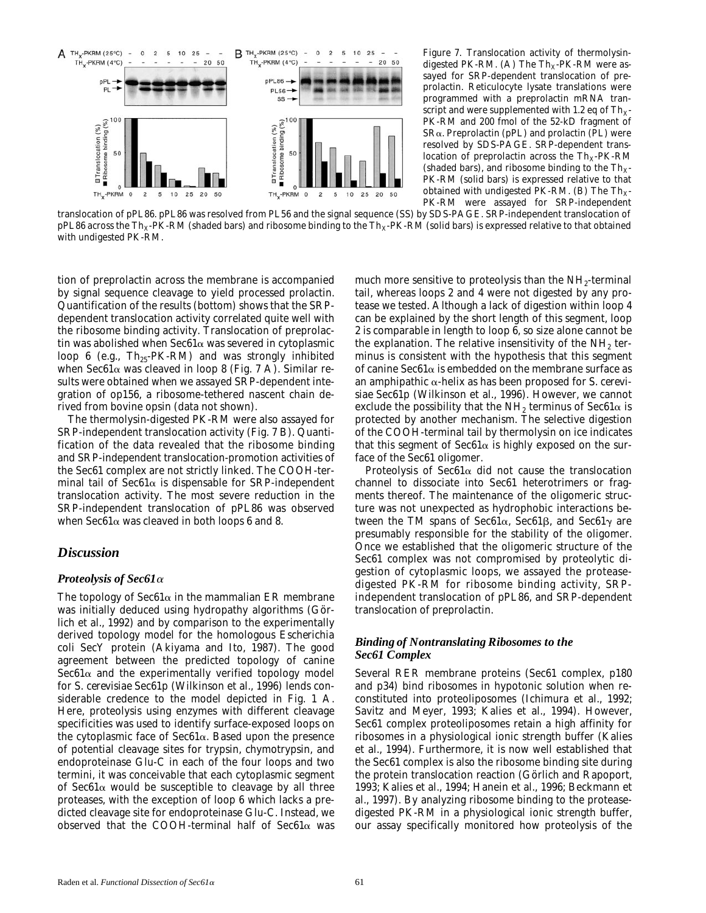Figure 7. Translocation activity of thermolysin-digested PK-RM. (A) The $Th_X$-PK-RM were assayed for SRP-dependent translocation of preprolactin. Reticulocyte lysate translations were programmed with a preprolactin mRNA transcript and were supplemented with 1.2 eq of $Th_X$-PK-RM and 200 fmol of the 52-kD fragment of $SR\alpha$. Preprolactin (pPL) and prolactin (PL) were resolved by SDS-PAGE. SRP-dependent translocation of preprolactin across the $Th_X$-PK-RM (shaded bars), and ribosome binding to the $Th_X$-PK-RM (solid bars) is expressed relative to that obtained with undigested PK-RM. (B) The $Th_X$-PK-RM were assayed for SRP-independent translocation of pPL86. pPL86 was resolved from PL56 and the signal sequence (SS) by SDS-PAGE. SRP-independent translocation of pPL86 across the $Th_X$-PK-RM (shaded bars) and ribosome binding to the $Th_X$-PK-RM (solid bars) is expressed relative to that obtained with undigested PK-RM.

tion of preprolactin across the membrane is accompanied by signal sequence cleavage to yield processed prolactin. Quantification of the results (bottom) shows that the SRP-dependent translocation activity correlated quite well with the ribosome binding activity. Translocation of preprolactin was abolished when Sec61α was severed in cytoplasmic loop 6 (e.g., $Th_{25}$-PK-RM) and was strongly inhibited when Sec61α was cleaved in loop 8 (Fig. 7 A). Similar results were obtained when we assayed SRP-dependent integration of op156, a ribosome-tethered nascent chain derived from bovine opsin (data not shown).

The thermolysin-digested PK-RM were also assayed for SRP-independent translocation activity (Fig. 7 B). Quantification of the data revealed that the ribosome binding and SRP-independent translocation-promotion activities of the Sec61 complex are not strictly linked. The COOH-terminal tail of Sec61α is dispensable for SRP-independent translocation activity. The most severe reduction in the SRP-independent translocation of pPL86 was observed when Sec61α was cleaved in both loops 6 and 8.

## Discussion

### Proteolysis of Sec61α

The topology of Sec61α in the mammalian ER membrane was initially deduced using hydropathy algorithms (Görlich et al., 1992) and by comparison to the experimentally derived topology model for the homologous *Escherichia coli* SecY protein (Akiyama and Ito, 1987). The good agreement between the predicted topology of canine Sec61α and the experimentally verified topology model for *S. cerevisiae* Sec61p (Wilkinson et al., 1996) lends considerable credence to the model depicted in Fig. 1 A. Here, proteolysis using enzymes with different cleavage specificities was used to identify surface-exposed loops on the cytoplasmic face of Sec61α. Based upon the presence of potential cleavage sites for trypsin, chymotrypsin, and endoproteinase Glu-C in each of the four loops and two termini, it was conceivable that each cytoplasmic segment of Sec61α would be susceptible to cleavage by all three proteases, with the exception of loop 6 which lacks a predicted cleavage site for endoproteinase Glu-C. Instead, we observed that the COOH-terminal half of Sec61α was much more sensitive to proteolysis than the $NH_2$-terminal tail, whereas loops 2 and 4 were not digested by any protease we tested. Although a lack of digestion within loop 4 can be explained by the short length of this segment, loop 2 is comparable in length to loop 6, so size alone cannot be the explanation. The relative insensitivity of the $NH_2$ terminus is consistent with the hypothesis that this segment of canine Sec61α is embedded on the membrane surface as an amphipathic α-helix as has been proposed for *S. cerevisiae* Sec61p (Wilkinson et al., 1996). However, we cannot exclude the possibility that the $NH_2$ terminus of Sec61α is protected by another mechanism. The selective digestion of the COOH-terminal tail by thermolysin on ice indicates that this segment of Sec61α is highly exposed on the surface of the Sec61 oligomer.

Proteolysis of Sec61α did not cause the translocation channel to dissociate into Sec61 heterotrimers or fragments thereof. The maintenance of the oligomeric structure was not unexpected as hydrophobic interactions between the TM spans of Sec61α, Sec61β, and Sec61γ are presumably responsible for the stability of the oligomer. Once we established that the oligomeric structure of the Sec61 complex was not compromised by proteolytic digestion of cytoplasmic loops, we assayed the protease-digested PK-RM for ribosome binding activity, SRP-independent translocation of pPL86, and SRP-dependent translocation of preprolactin.

### Binding of Nontranslating Ribosomes to the Sec61 Complex

Several RER membrane proteins (Sec61 complex, p180 and p34) bind ribosomes in hypotonic solution when reconstituted into proteoliposomes (Ichimura et al., 1992; Savitz and Meyer, 1993; Kalies et al., 1994). However, Sec61 complex proteoliposomes retain a high affinity for ribosomes in a physiological ionic strength buffer (Kalies et al., 1994). Furthermore, it is now well established that the Sec61 complex is also the ribosome binding site during the protein translocation reaction (Görlich and Rapoport, 1993; Kalies et al., 1994; Hanein et al., 1996; Beckmann et al., 1997). By analyzing ribosome binding to the protease-digested PK-RM in a physiological ionic strength buffer, our assay specifically monitored how proteolysis of the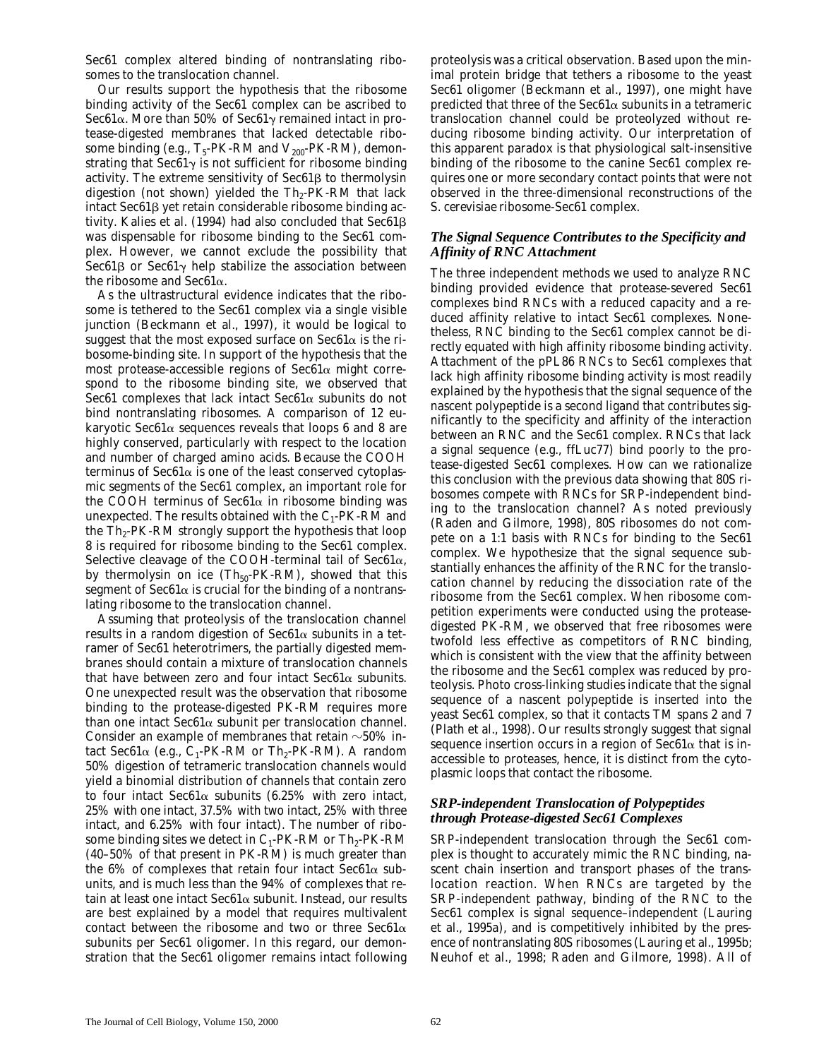Sec61 complex altered binding of nontranslating ribosomes to the translocation channel.

Our results support the hypothesis that the ribosome binding activity of the Sec61 complex can be ascribed to Sec61α. More than 50% of Sec61γ remained intact in protease-digested membranes that lacked detectable ribosome binding (e.g., $T_5$-PK-RM and $V_{200}$-PK-RM), demonstrating that Sec61γ is not sufficient for ribosome binding activity. The extreme sensitivity of Sec61β to thermolysin digestion (not shown) yielded the $Th_2$-PK-RM that lack intact Sec61β yet retain considerable ribosome binding activity. Kalies et al. (1994) had also concluded that Sec61β was dispensable for ribosome binding to the Sec61 complex. However, we cannot exclude the possibility that Sec61β or Sec61γ help stabilize the association between the ribosome and Sec61α.

As the ultrastructural evidence indicates that the ribosome is tethered to the Sec61 complex via a single visible junction (Beckmann et al., 1997), it would be logical to suggest that the most exposed surface on Sec61α is the ribosome-binding site. In support of the hypothesis that the most protease-accessible regions of Sec61α might correspond to the ribosome binding site, we observed that Sec61 complexes that lack intact Sec61α subunits do not bind nontranslating ribosomes. A comparison of 12 eukaryotic Sec61α sequences reveals that loops 6 and 8 are highly conserved, particularly with respect to the location and number of charged amino acids. Because the COOH terminus of Sec61α is one of the least conserved cytoplasmic segments of the Sec61 complex, an important role for the COOH terminus of Sec61α in ribosome binding was unexpected. The results obtained with the $C_1$-PK-RM and the $Th_2$-PK-RM strongly support the hypothesis that loop 8 is required for ribosome binding to the Sec61 complex. Selective cleavage of the COOH-terminal tail of Sec61α, by thermolysin on ice ($Th_{50}$-PK-RM), showed that this segment of Sec61α is crucial for the binding of a nontranslating ribosome to the translocation channel.

Assuming that proteolysis of the translocation channel results in a random digestion of Sec61α subunits in a tetramer of Sec61 heterotrimers, the partially digested membranes should contain a mixture of translocation channels that have between zero and four intact Sec61α subunits. One unexpected result was the observation that ribosome binding to the protease-digested PK-RM requires more than one intact Sec61α subunit per translocation channel. Consider an example of membranes that retain ~50% intact Sec61α (e.g., $C_1$-PK-RM or $Th_2$-PK-RM). A random 50% digestion of tetrameric translocation channels would yield a binomial distribution of channels that contain zero to four intact Sec61α subunits (6.25% with zero intact, 25% with one intact, 37.5% with two intact, 25% with three intact, and 6.25% with four intact). The number of ribosome binding sites we detect in $C_1$-PK-RM or $Th_2$-PK-RM (40–50% of that present in PK-RM) is much greater than the 6% of complexes that retain four intact Sec61α subunits, and is much less than the 94% of complexes that retain at least one intact Sec61α subunit. Instead, our results are best explained by a model that requires multivalent contact between the ribosome and two or three Sec61α subunits per Sec61 oligomer. In this regard, our demonstration that the Sec61 oligomer remains intact following proteolysis was a critical observation. Based upon the minimal protein bridge that tethers a ribosome to the yeast Sec61 oligomer (Beckmann et al., 1997), one might have predicted that three of the Sec61α subunits in a tetrameric translocation channel could be proteolyzed without reducing ribosome binding activity. Our interpretation of this apparent paradox is that physiological salt-insensitive binding of the ribosome to the canine Sec61 complex requires one or more secondary contact points that were not observed in the three-dimensional reconstructions of the *S. cerevisiae* ribosome-Sec61 complex.

### *The Signal Sequence Contributes to the Specificity and Affinity of RNC Attachment*

The three independent methods we used to analyze RNC binding provided evidence that protease-severed Sec61 complexes bind RNCs with a reduced capacity and a reduced affinity relative to intact Sec61 complexes. Nonetheless, RNC binding to the Sec61 complex cannot be directly equated with high affinity ribosome binding activity. Attachment of the pPL86 RNCs to Sec61 complexes that lack high affinity ribosome binding activity is most readily explained by the hypothesis that the signal sequence of the nascent polypeptide is a second ligand that contributes significantly to the specificity and affinity of the interaction between an RNC and the Sec61 complex. RNCs that lack a signal sequence (e.g., ffLuc77) bind poorly to the protease-digested Sec61 complexes. How can we rationalize this conclusion with the previous data showing that 80S ribosomes compete with RNCs for SRP-independent binding to the translocation channel? As noted previously (Raden and Gilmore, 1998), 80S ribosomes do not compete on a 1:1 basis with RNCs for binding to the Sec61 complex. We hypothesize that the signal sequence substantially enhances the affinity of the RNC for the translocation channel by reducing the dissociation rate of the ribosome from the Sec61 complex. When ribosome competition experiments were conducted using the protease-digested PK-RM, we observed that free ribosomes were twofold less effective as competitors of RNC binding, which is consistent with the view that the affinity between the ribosome and the Sec61 complex was reduced by proteolysis. Photo cross-linking studies indicate that the signal sequence of a nascent polypeptide is inserted into the yeast Sec61 complex, so that it contacts TM spans 2 and 7 (Plath et al., 1998). Our results strongly suggest that signal sequence insertion occurs in a region of Sec61α that is inaccessible to proteases, hence, it is distinct from the cytoplasmic loops that contact the ribosome.

### *SRP-independent Translocation of Polypeptides through Protease-digested Sec61 Complexes*

SRP-independent translocation through the Sec61 complex is thought to accurately mimic the RNC binding, nascent chain insertion and transport phases of the translocation reaction. When RNCs are targeted by the SRP-independent pathway, binding of the RNC to the Sec61 complex is signal sequence–independent (Lauring et al., 1995a), and is competitively inhibited by the presence of nontranslating 80S ribosomes (Lauring et al., 1995b; Neuhof et al., 1998; Raden and Gilmore, 1998). All of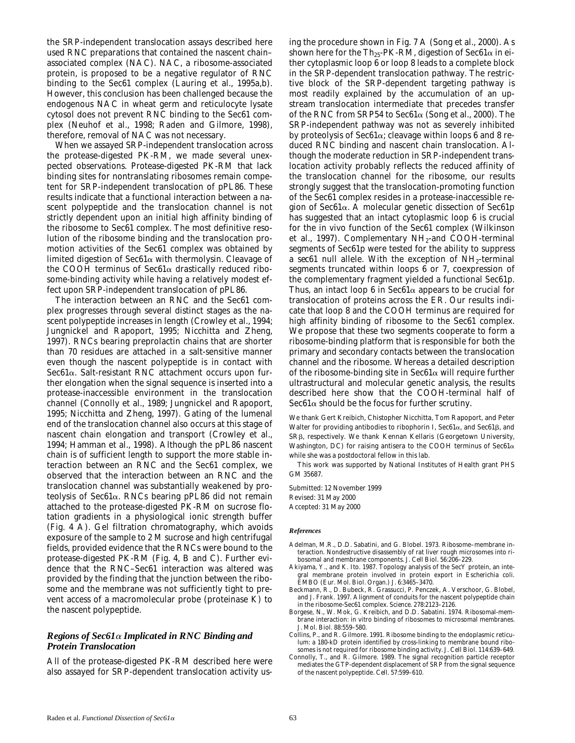the SRP-independent translocation assays described here used RNC preparations that contained the nascent chain–associated complex (NAC). NAC, a ribosome-associated protein, is proposed to be a negative regulator of RNC binding to the Sec61 complex (Lauring et al., 1995a,b). However, this conclusion has been challenged because the endogenous NAC in wheat germ and reticulocyte lysate cytosol does not prevent RNC binding to the Sec61 complex (Neuhof et al., 1998; Raden and Gilmore, 1998), therefore, removal of NAC was not necessary.

When we assayed SRP-independent translocation across the protease-digested PK-RM, we made several unexpected observations. Protease-digested PK-RM that lack binding sites for nontranslating ribosomes remain competent for SRP-independent translocation of pPL86. These results indicate that a functional interaction between a nascent polypeptide and the translocation channel is not strictly dependent upon an initial high affinity binding of the ribosome to Sec61 complex. The most definitive resolution of the ribosome binding and the translocation promotion activities of the Sec61 complex was obtained by limited digestion of Sec61α with thermolysin. Cleavage of the COOH terminus of Sec61α drastically reduced ribosome-binding activity while having a relatively modest effect upon SRP-independent translocation of pPL86.

The interaction between an RNC and the Sec61 complex progresses through several distinct stages as the nascent polypeptide increases in length (Crowley et al., 1994; Jungnickel and Rapoport, 1995; Nicchitta and Zheng, 1997). RNCs bearing preprolactin chains that are shorter than 70 residues are attached in a salt-sensitive manner even though the nascent polypeptide is in contact with Sec61α. Salt-resistant RNC attachment occurs upon further elongation when the signal sequence is inserted into a protease-inaccessible environment in the translocation channel (Connolly et al., 1989; Jungnickel and Rapoport, 1995; Nicchitta and Zheng, 1997). Gating of the lumenal end of the translocation channel also occurs at this stage of nascent chain elongation and transport (Crowley et al., 1994; Hamman et al., 1998). Although the pPL86 nascent chain is of sufficient length to support the more stable interaction between an RNC and the Sec61 complex, we observed that the interaction between an RNC and the translocation channel was substantially weakened by proteolysis of Sec61α. RNCs bearing pPL86 did not remain attached to the protease-digested PK-RM on sucrose flotation gradients in a physiological ionic strength buffer (Fig. 4 A). Gel filtration chromatography, which avoids exposure of the sample to 2 M sucrose and high centrifugal fields, provided evidence that the RNCs were bound to the protease-digested PK-RM (Fig. 4, B and C). Further evidence that the RNC–Sec61 interaction was altered was provided by the finding that the junction between the ribosome and the membrane was not sufficiently tight to prevent access of a macromolecular probe (proteinase K) to the nascent polypeptide.

### *Regions of Sec61α Implicated in RNC Binding and Protein Translocation*

All of the protease-digested PK-RM described here were also assayed for SRP-dependent translocation activity using the procedure shown in Fig. 7 A (Song et al., 2000). As shown here for the $Th_{25}$-PK-RM, digestion of Sec61α in either cytoplasmic loop 6 or loop 8 leads to a complete block in the SRP-dependent translocation pathway. The restrictive block of the SRP-dependent targeting pathway is most readily explained by the accumulation of an upstream translocation intermediate that precedes transfer of the RNC from SRP54 to Sec61α (Song et al., 2000). The SRP-independent pathway was not as severely inhibited by proteolysis of Sec61α; cleavage within loops 6 and 8 reduced RNC binding and nascent chain translocation. Although the moderate reduction in SRP-independent translocation activity probably reflects the reduced affinity of the translocation channel for the ribosome, our results strongly suggest that the translocation-promoting function of the Sec61 complex resides in a protease-inaccessible region of Sec61α. A molecular genetic dissection of Sec61p has suggested that an intact cytoplasmic loop 6 is crucial for the in vivo function of the Sec61 complex (Wilkinson et al., 1997). Complementary $NH_2$-and COOH-terminal segments of Sec61p were tested for the ability to suppress a sec61 null allele. With the exception of $NH_2$-terminal segments truncated within loops 6 or 7, coexpression of the complementary fragment yielded a functional Sec61p. Thus, an intact loop 6 in Sec61α appears to be crucial for translocation of proteins across the ER. Our results indicate that loop 8 and the COOH terminus are required for high affinity binding of ribosome to the Sec61 complex. We propose that these two segments cooperate to form a ribosome-binding platform that is responsible for both the primary and secondary contacts between the translocation channel and the ribosome. Whereas a detailed description of the ribosome-binding site in Sec61α will require further ultrastructural and molecular genetic analysis, the results described here show that the COOH-terminal half of Sec61α should be the focus for further scrutiny.

We thank Gert Kreibich, Chistopher Nicchitta, Tom Rapoport, and Peter Walter for providing antibodies to ribophorin I, Sec61α, and Sec61β, and SRβ, respectively. We thank Kennan Kellaris (Georgetown University, Washington, DC) for raising antisera to the COOH terminus of Sec61α while she was a postdoctoral fellow in this lab.

This work was supported by National Institutes of Health grant PHS GM 35687.

Submitted: 12 November 1999
Revised: 31 May 2000
Accepted: 31 May 2000

#### *References*

Adelman, M.R., D.D. Sabatini, and G. Blobel. 1973. Ribosome–membrane interaction. Nondestructive disassembly of rat liver rough microsomes into ribosomal and membrane components. *J. Cell Biol.* 56:206–229.

Akiyama, Y., and K. Ito. 1987. Topology analysis of the SecY protein, an integral membrane protein involved in protein export in *Escherichia coli*. *EMBO (Eur. Mol. Biol. Organ.) J.* 6:3465–3470.

Beckmann, R., D. Bubeck, R. Grassucci, P. Penczek, A. Verschoor, G. Blobel, and J. Frank. 1997. Alignment of conduits for the nascent polypeptide chain in the ribosome-Sec61 complex. *Science.* 278:2123–2126.

Borgese, N., W. Mok, G. Kreibich, and D.D. Sabatini. 1974. Ribosomal-membrane interaction: in vitro binding of ribosomes to microsomal membranes. *J. Mol. Biol.* 88:559–580.

Collins, P., and R. Gilmore. 1991. Ribosome binding to the endoplasmic reticulum: a 180-kD protein identified by cross-linking to membrane bound ribosomes is not required for ribosome binding activity. *J. Cell Biol.* 114:639–649.

Connolly, T., and R. Gilmore. 1989. The signal recognition particle receptor mediates the GTP-dependent displacement of SRP from the signal sequence of the nascent polypeptide. *Cell.* 57:599–610.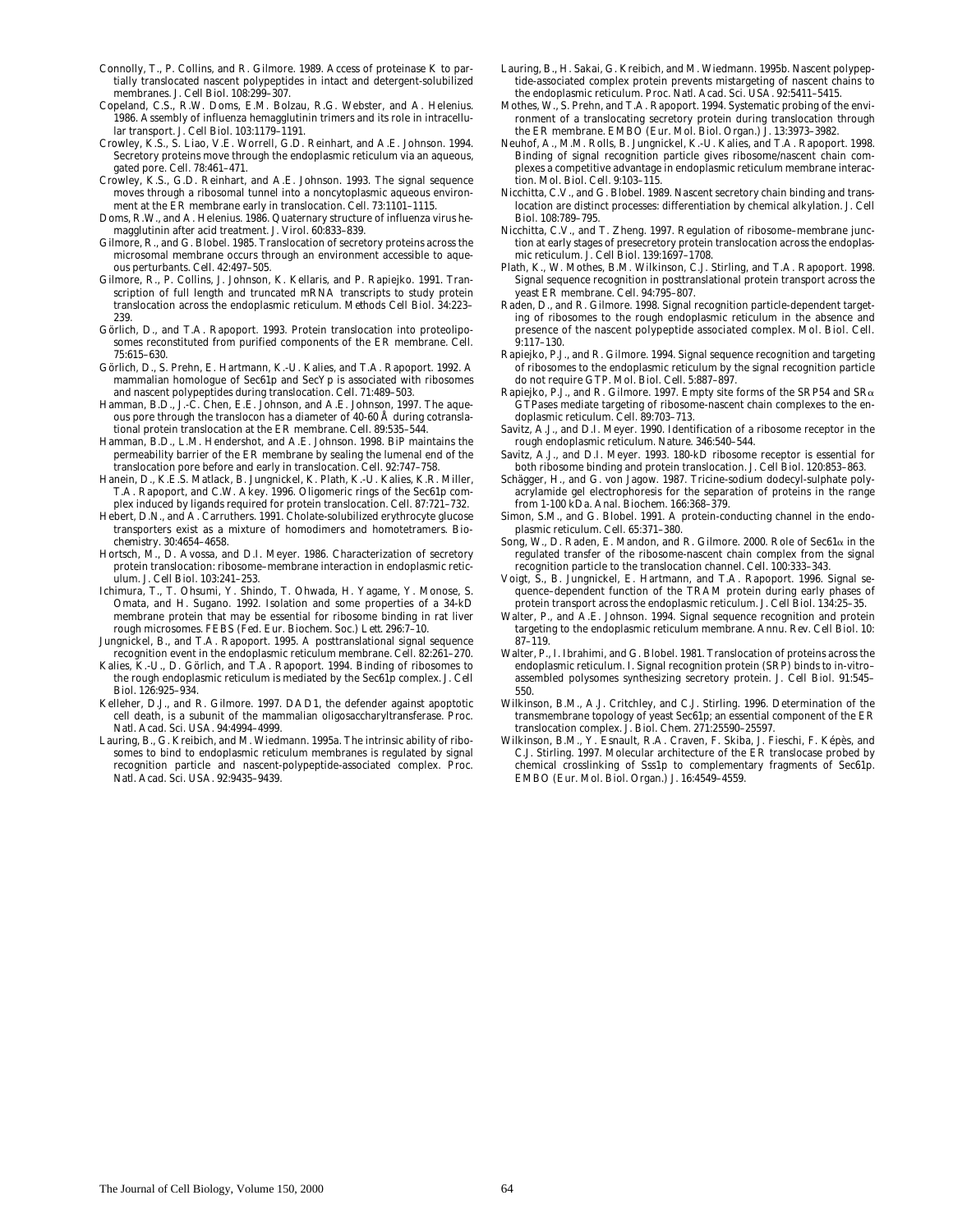Connolly, T., P. Collins, and R. Gilmore. 1989. Access of proteinase K to partially translocated nascent polypeptides in intact and detergent-solubilized membranes. J. Cell Biol. 108:299–307.

Copeland, C.S., R.W. Doms, E.M. Bolzau, R.G. Webster, and A. Helenius. 1986. Assembly of influenza hemagglutinin trimers and its role in intracellular transport. J. Cell Biol. 103:1179–1191.

Crowley, K.S., S. Liao, V.E. Worrell, G.D. Reinhart, and A.E. Johnson. 1994. Secretory proteins move through the endoplasmic reticulum via an aqueous, gated pore. Cell. 78:461–471.

Crowley, K.S., G.D. Reinhart, and A.E. Johnson. 1993. The signal sequence moves through a ribosomal tunnel into a noncytoplasmic aqueous environment at the ER membrane early in translocation. Cell. 73:1101–1115.

Doms, R.W., and A. Helenius. 1986. Quaternary structure of influenza virus hemagglutinin after acid treatment. J. Virol. 60:833–839.

Gilmore, R., and G. Blobel. 1985. Translocation of secretory proteins across the microsomal membrane occurs through an environment accessible to aqueous perturbants. Cell. 42:497–505.

Gilmore, R., P. Collins, J. Johnson, K. Kellaris, and P. Rapiejko. 1991. Transcription of full length and truncated mRNA transcripts to study protein translocation across the endoplasmic reticulum. Methods Cell Biol. 34:223–239.

Görlich, D., and T.A. Rapoport. 1993. Protein translocation into proteoliposomes reconstituted from purified components of the ER membrane. Cell. 75:615–630.

Görlich, D., S. Prehn, E. Hartmann, K.-U. Kalies, and T.A. Rapoport. 1992. A mammalian homologue of Sec61p and SecYp is associated with ribosomes and nascent polypeptides during translocation. Cell. 71:489–503.

Hamman, B.D., J.-C. Chen, E.E. Johnson, and A.E. Johnson, 1997. The aqueous pore through the translocon has a diameter of 40-60 Å during cotranslational protein translocation at the ER membrane. Cell. 89:535–544.

Hamman, B.D., L.M. Hendershot, and A.E. Johnson. 1998. BiP maintains the permeability barrier of the ER membrane by sealing the lumenal end of the translocation pore before and early in translocation. Cell. 92:747–758.

Hanein, D., K.E.S. Matlack, B. Jungnickel, K. Plath, K.-U. Kalies, K.R. Miller, T.A. Rapoport, and C.W. Akey. 1996. Oligomeric rings of the Sec61p complex induced by ligands required for protein translocation. Cell. 87:721–732.

Hebert, D.N., and A. Carruthers. 1991. Cholate-solubilized erythrocyte glucose transporters exist as a mixture of homodimers and homotetramers. Biochemistry. 30:4654–4658.

Hortsch, M., D. Avossa, and D.I. Meyer. 1986. Characterization of secretory protein translocation: ribosome–membrane interaction in endoplasmic reticulum. J. Cell Biol. 103:241–253.

Ichimura, T., T. Ohsumi, Y. Shindo, T. Ohwada, H. Yagame, Y. Monose, S. Omata, and H. Sugano. 1992. Isolation and some properties of a 34-kD membrane protein that may be essential for ribosome binding in rat liver rough microsomes. FEBS (Fed. Eur. Biochem. Soc.) Lett. 296:7–10.

Jungnickel, B., and T.A. Rapoport. 1995. A posttranslational signal sequence recognition event in the endoplasmic reticulum membrane. Cell. 82:261–270.

Kalies, K.-U., D. Görlich, and T.A. Rapoport. 1994. Binding of ribosomes to the rough endoplasmic reticulum is mediated by the Sec61p complex. J. Cell Biol. 126:925–934.

Kelleher, D.J., and R. Gilmore. 1997. DAD1, the defender against apoptotic cell death, is a subunit of the mammalian oligosaccharyltransferase. Proc. Natl. Acad. Sci. USA. 94:4994–4999.

Lauring, B., G. Kreibich, and M. Wiedmann. 1995a. The intrinsic ability of ribosomes to bind to endoplasmic reticulum membranes is regulated by signal recognition particle and nascent-polypeptide-associated complex. Proc. Natl. Acad. Sci. USA. 92:9435–9439.

Lauring, B., H. Sakai, G. Kreibich, and M. Wiedmann. 1995b. Nascent polypeptide-associated complex protein prevents mistargeting of nascent chains to the endoplasmic reticulum. Proc. Natl. Acad. Sci. USA. 92:5411–5415.

Mothes, W., S. Prehn, and T.A. Rapoport. 1994. Systematic probing of the environment of a translocating secretory protein during translocation through the ER membrane. EMBO (Eur. Mol. Biol. Organ.) J. 13:3973–3982.

Neuhof, A., M.M. Rolls, B. Jungnickel, K.-U. Kalies, and T.A. Rapoport. 1998. Binding of signal recognition particle gives ribosome/nascent chain complexes a competitive advantage in endoplasmic reticulum membrane interaction. Mol. Biol. Cell. 9:103–115.

Nicchitta, C.V., and G. Blobel. 1989. Nascent secretory chain binding and translocation are distinct processes: differentiation by chemical alkylation. J. Cell Biol. 108:789–795.

Nicchitta, C.V., and T. Zheng. 1997. Regulation of ribosome–membrane junction at early stages of presecretory protein translocation across the endoplasmic reticulum. J. Cell Biol. 139:1697–1708.

Plath, K., W. Mothes, B.M. Wilkinson, C.J. Stirling, and T.A. Rapoport. 1998. Signal sequence recognition in posttranslational protein transport across the yeast ER membrane. Cell. 94:795–807.

Raden, D., and R. Gilmore. 1998. Signal recognition particle-dependent targeting of ribosomes to the rough endoplasmic reticulum in the absence and presence of the nascent polypeptide associated complex. Mol. Biol. Cell. 9:117–130.

Rapiejko, P.J., and R. Gilmore. 1994. Signal sequence recognition and targeting of ribosomes to the endoplasmic reticulum by the signal recognition particle do not require GTP. Mol. Biol. Cell. 5:887–897.

Rapiejko, P.J., and R. Gilmore. 1997. Empty site forms of the SRP54 and SRα GTPases mediate targeting of ribosome-nascent chain complexes to the endoplasmic reticulum. Cell. 89:703–713.

Savitz, A.J., and D.I. Meyer. 1990. Identification of a ribosome receptor in the rough endoplasmic reticulum. Nature. 346:540–544.

Savitz, A.J., and D.I. Meyer. 1993. 180-kD ribosome receptor is essential for both ribosome binding and protein translocation. J. Cell Biol. 120:853–863.

Schägger, H., and G. von Jagow. 1987. Tricine-sodium dodecyl-sulphate polyacrylamide gel electrophoresis for the separation of proteins in the range from 1-100 kDa. Anal. Biochem. 166:368–379.

Simon, S.M., and G. Blobel. 1991. A protein-conducting channel in the endoplasmic reticulum. Cell. 65:371–380.

Song, W., D. Raden, E. Mandon, and R. Gilmore. 2000. Role of Sec61α in the regulated transfer of the ribosome-nascent chain complex from the signal recognition particle to the translocation channel. Cell. 100:333–343.

Voigt, S., B. Jungnickel, E. Hartmann, and T.A. Rapoport. 1996. Signal sequence–dependent function of the TRAM protein during early phases of protein transport across the endoplasmic reticulum. J. Cell Biol. 134:25–35.

Walter, P., and A.E. Johnson. 1994. Signal sequence recognition and protein targeting to the endoplasmic reticulum membrane. Annu. Rev. Cell Biol. 10: 87–119.

Walter, P., I. Ibrahimi, and G. Blobel. 1981. Translocation of proteins across the endoplasmic reticulum. I. Signal recognition protein (SRP) binds to in-vitro–assembled polysomes synthesizing secretory protein. J. Cell Biol. 91:545–550.

Wilkinson, B.M., A.J. Critchley, and C.J. Stirling. 1996. Determination of the transmembrane topology of yeast Sec61p; an essential component of the ER translocation complex. J. Biol. Chem. 271:25590–25597.

Wilkinson, B.M., Y. Esnault, R.A. Craven, F. Skiba, J. Fieschi, F. Képès, and C.J. Stirling. 1997. Molecular architecture of the ER translocase probed by chemical crosslinking of Sss1p to complementary fragments of Sec61p. EMBO (Eur. Mol. Biol. Organ.) J. 16:4549–4559.